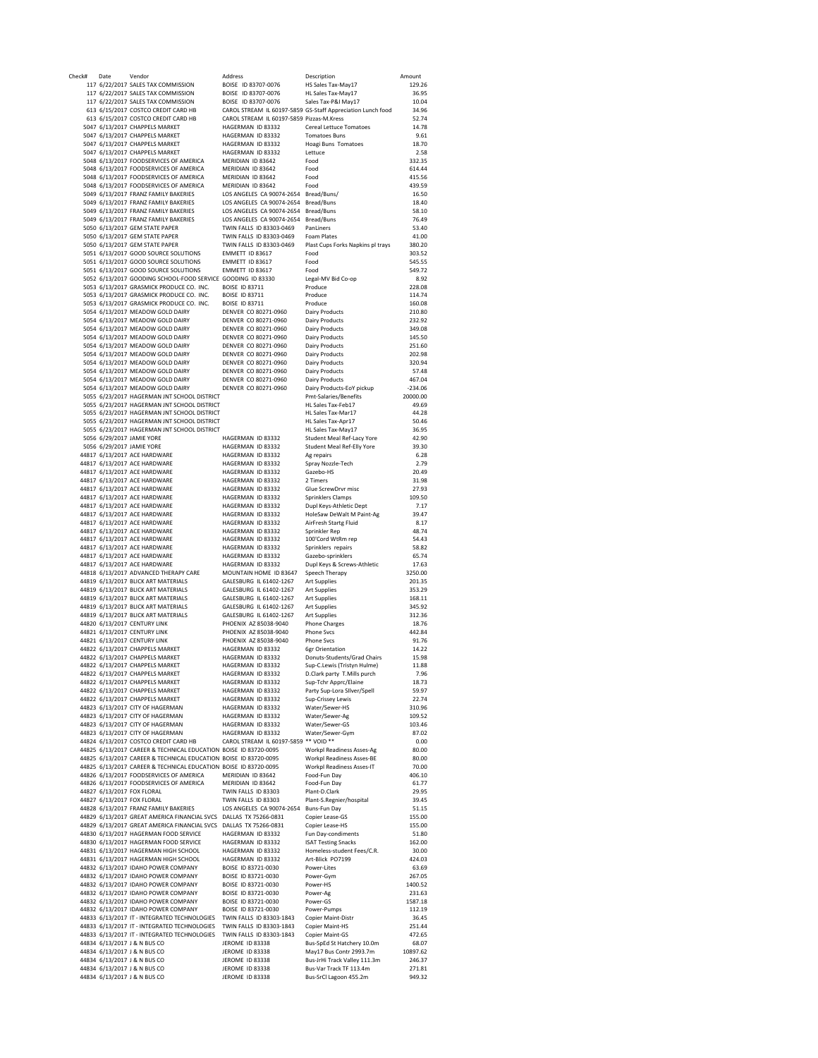| Check# | Date | Vendor | Address | Description | Amount |
|---|---|---|---|---|---|
| 117 | 6/22/2017 | SALES TAX COMMISSION | BOISE ID 83707-0076 | HS Sales Tax-May17 | 129.26 |
| 117 | 6/22/2017 | SALES TAX COMMISSION | BOISE ID 83707-0076 | HL Sales Tax-May17 | 36.95 |
| 117 | 6/22/2017 | SALES TAX COMMISSION | BOISE ID 83707-0076 | Sales Tax-P&I May17 | 10.04 |
| 613 | 6/15/2017 | COSTCO CREDIT CARD HB | CAROL STREAM IL 60197-5859 | GS-Staff Appreciation Lunch food | 34.96 |
| 613 | 6/15/2017 | COSTCO CREDIT CARD HB | CAROL STREAM IL 60197-5859 | Pizzas-M.Kress | 52.74 |
| 5047 | 6/13/2017 | CHAPPELS MARKET | HAGERMAN ID 83332 | Cereal Lettuce Tomatoes | 14.78 |
| 5047 | 6/13/2017 | CHAPPELS MARKET | HAGERMAN ID 83332 | Tomatoes Buns | 9.61 |
| 5047 | 6/13/2017 | CHAPPELS MARKET | HAGERMAN ID 83332 | Hoagi Buns Tomatoes | 18.70 |
| 5047 | 6/13/2017 | CHAPPELS MARKET | HAGERMAN ID 83332 | Lettuce | 2.58 |
| 5048 | 6/13/2017 | FOODSERVICES OF AMERICA | MERIDIAN ID 83642 | Food | 332.35 |
| 5048 | 6/13/2017 | FOODSERVICES OF AMERICA | MERIDIAN ID 83642 | Food | 614.44 |
| 5048 | 6/13/2017 | FOODSERVICES OF AMERICA | MERIDIAN ID 83642 | Food | 415.56 |
| 5048 | 6/13/2017 | FOODSERVICES OF AMERICA | MERIDIAN ID 83642 | Food | 439.59 |
| 5049 | 6/13/2017 | FRANZ FAMILY BAKERIES | LOS ANGELES CA 90074-2654 | Bread/Buns/ | 16.50 |
| 5049 | 6/13/2017 | FRANZ FAMILY BAKERIES | LOS ANGELES CA 90074-2654 | Bread/Buns | 18.40 |
| 5049 | 6/13/2017 | FRANZ FAMILY BAKERIES | LOS ANGELES CA 90074-2654 | Bread/Buns | 58.10 |
| 5049 | 6/13/2017 | FRANZ FAMILY BAKERIES | LOS ANGELES CA 90074-2654 | Bread/Buns | 76.49 |
| 5050 | 6/13/2017 | GEM STATE PAPER | TWIN FALLS ID 83303-0469 | PanLiners | 53.40 |
| 5050 | 6/13/2017 | GEM STATE PAPER | TWIN FALLS ID 83303-0469 | Foam Plates | 41.00 |
| 5050 | 6/13/2017 | GEM STATE PAPER | TWIN FALLS ID 83303-0469 | Plast Cups Forks Napkins pl trays | 380.20 |
| 5051 | 6/13/2017 | GOOD SOURCE SOLUTIONS | EMMETT ID 83617 | Food | 303.52 |
| 5051 | 6/13/2017 | GOOD SOURCE SOLUTIONS | EMMETT ID 83617 | Food | 545.55 |
| 5051 | 6/13/2017 | GOOD SOURCE SOLUTIONS | EMMETT ID 83617 | Food | 549.72 |
| 5052 | 6/13/2017 | GOODING SCHOOL-FOOD SERVICE | GOODING ID 83330 | Legal-MV Bid Co-op | 8.92 |
| 5053 | 6/13/2017 | GRASMICK PRODUCE CO. INC. | BOISE ID 83711 | Produce | 228.08 |
| 5053 | 6/13/2017 | GRASMICK PRODUCE CO. INC. | BOISE ID 83711 | Produce | 114.74 |
| 5053 | 6/13/2017 | GRASMICK PRODUCE CO. INC. | BOISE ID 83711 | Produce | 160.08 |
| 5054 | 6/13/2017 | MEADOW GOLD DAIRY | DENVER CO 80271-0960 | Dairy Products | 210.80 |
| 5054 | 6/13/2017 | MEADOW GOLD DAIRY | DENVER CO 80271-0960 | Dairy Products | 232.92 |
| 5054 | 6/13/2017 | MEADOW GOLD DAIRY | DENVER CO 80271-0960 | Dairy Products | 349.08 |
| 5054 | 6/13/2017 | MEADOW GOLD DAIRY | DENVER CO 80271-0960 | Dairy Products | 145.50 |
| 5054 | 6/13/2017 | MEADOW GOLD DAIRY | DENVER CO 80271-0960 | Dairy Products | 251.60 |
| 5054 | 6/13/2017 | MEADOW GOLD DAIRY | DENVER CO 80271-0960 | Dairy Products | 202.98 |
| 5054 | 6/13/2017 | MEADOW GOLD DAIRY | DENVER CO 80271-0960 | Dairy Products | 320.94 |
| 5054 | 6/13/2017 | MEADOW GOLD DAIRY | DENVER CO 80271-0960 | Dairy Products | 57.48 |
| 5054 | 6/13/2017 | MEADOW GOLD DAIRY | DENVER CO 80271-0960 | Dairy Products | 467.04 |
| 5054 | 6/13/2017 | MEADOW GOLD DAIRY | DENVER CO 80271-0960 | Dairy Products-EoY pickup | -234.06 |
| 5055 | 6/23/2017 | HAGERMAN JNT SCHOOL DISTRICT | | Pmt-Salaries/Benefits | 20000.00 |
| 5055 | 6/23/2017 | HAGERMAN JNT SCHOOL DISTRICT | | HL Sales Tax-Feb17 | 49.69 |
| 5055 | 6/23/2017 | HAGERMAN JNT SCHOOL DISTRICT | | HL Sales Tax-Mar17 | 44.28 |
| 5055 | 6/23/2017 | HAGERMAN JNT SCHOOL DISTRICT | | HL Sales Tax-Apr17 | 50.46 |
| 5055 | 6/23/2017 | HAGERMAN JNT SCHOOL DISTRICT | | HL Sales Tax-May17 | 36.95 |
| 5056 | 6/29/2017 | JAMIE YORE | HAGERMAN ID 83332 | Student Meal Ref-Lacy Yore | 42.90 |
| 5056 | 6/29/2017 | JAMIE YORE | HAGERMAN ID 83332 | Student Meal Ref-Elly Yore | 39.30 |
| 44817 | 6/13/2017 | ACE HARDWARE | HAGERMAN ID 83332 | Ag repairs | 6.28 |
| 44817 | 6/13/2017 | ACE HARDWARE | HAGERMAN ID 83332 | Spray Nozzle-Tech | 2.79 |
| 44817 | 6/13/2017 | ACE HARDWARE | HAGERMAN ID 83332 | Gazebo-HS | 20.49 |
| 44817 | 6/13/2017 | ACE HARDWARE | HAGERMAN ID 83332 | 2 Timers | 31.98 |
| 44817 | 6/13/2017 | ACE HARDWARE | HAGERMAN ID 83332 | Glue ScrewDrvr misc | 27.93 |
| 44817 | 6/13/2017 | ACE HARDWARE | HAGERMAN ID 83332 | Sprinklers Clamps | 109.50 |
| 44817 | 6/13/2017 | ACE HARDWARE | HAGERMAN ID 83332 | Dupl Keys-Athletic Dept | 7.17 |
| 44817 | 6/13/2017 | ACE HARDWARE | HAGERMAN ID 83332 | HoleSaw DeWalt M Paint-Ag | 39.47 |
| 44817 | 6/13/2017 | ACE HARDWARE | HAGERMAN ID 83332 | AirFresh Startg Fluid | 8.17 |
| 44817 | 6/13/2017 | ACE HARDWARE | HAGERMAN ID 83332 | Sprinkler Rep | 48.74 |
| 44817 | 6/13/2017 | ACE HARDWARE | HAGERMAN ID 83332 | 100'Cord WtRm rep | 54.43 |
| 44817 | 6/13/2017 | ACE HARDWARE | HAGERMAN ID 83332 | Sprinklers repairs | 58.82 |
| 44817 | 6/13/2017 | ACE HARDWARE | HAGERMAN ID 83332 | Gazebo-sprinklers | 65.74 |
| 44817 | 6/13/2017 | ACE HARDWARE | HAGERMAN ID 83332 | Dupl Keys & Screws-Athletic | 17.63 |
| 44818 | 6/13/2017 | ADVANCED THERAPY CARE | MOUNTAIN HOME ID 83647 | Speech Therapy | 3250.00 |
| 44819 | 6/13/2017 | BLICK ART MATERIALS | GALESBURG IL 61402-1267 | Art Supplies | 201.35 |
| 44819 | 6/13/2017 | BLICK ART MATERIALS | GALESBURG IL 61402-1267 | Art Supplies | 353.29 |
| 44819 | 6/13/2017 | BLICK ART MATERIALS | GALESBURG IL 61402-1267 | Art Supplies | 168.11 |
| 44819 | 6/13/2017 | BLICK ART MATERIALS | GALESBURG IL 61402-1267 | Art Supplies | 345.92 |
| 44819 | 6/13/2017 | BLICK ART MATERIALS | GALESBURG IL 61402-1267 | Art Supplies | 312.36 |
| 44820 | 6/13/2017 | CENTURY LINK | PHOENIX AZ 85038-9040 | Phone Charges | 18.76 |
| 44821 | 6/13/2017 | CENTURY LINK | PHOENIX AZ 85038-9040 | Phone Svcs | 442.84 |
| 44821 | 6/13/2017 | CENTURY LINK | PHOENIX AZ 85038-9040 | Phone Svcs | 91.76 |
| 44822 | 6/13/2017 | CHAPPELS MARKET | HAGERMAN ID 83332 | 6gr Orientation | 14.22 |
| 44822 | 6/13/2017 | CHAPPELS MARKET | HAGERMAN ID 83332 | Donuts-Students/Grad Chairs | 15.98 |
| 44822 | 6/13/2017 | CHAPPELS MARKET | HAGERMAN ID 83332 | Sup-C.Lewis (Tristyn Hulme) | 11.88 |
| 44822 | 6/13/2017 | CHAPPELS MARKET | HAGERMAN ID 83332 | D.Clark party T.Mills purch | 7.96 |
| 44822 | 6/13/2017 | CHAPPELS MARKET | HAGERMAN ID 83332 | Sup-Tchr Apprc/Elaine | 18.73 |
| 44822 | 6/13/2017 | CHAPPELS MARKET | HAGERMAN ID 83332 | Party Sup-Lora Sllver/Spell | 59.97 |
| 44822 | 6/13/2017 | CHAPPELS MARKET | HAGERMAN ID 83332 | Sup-Crissey Lewis | 22.74 |
| 44823 | 6/13/2017 | CITY OF HAGERMAN | HAGERMAN ID 83332 | Water/Sewer-HS | 310.96 |
| 44823 | 6/13/2017 | CITY OF HAGERMAN | HAGERMAN ID 83332 | Water/Sewer-Ag | 109.52 |
| 44823 | 6/13/2017 | CITY OF HAGERMAN | HAGERMAN ID 83332 | Water/Sewer-GS | 103.46 |
| 44823 | 6/13/2017 | CITY OF HAGERMAN | HAGERMAN ID 83332 | Water/Sewer-Gym | 87.02 |
| 44824 | 6/13/2017 | COSTCO CREDIT CARD HB | CAROL STREAM IL 60197-5859 | ** VOID ** | 0.00 |
| 44825 | 6/13/2017 | CAREER & TECHNICAL EDUCATION | BOISE ID 83720-0095 | Workpl Readiness Asses-Ag | 80.00 |
| 44825 | 6/13/2017 | CAREER & TECHNICAL EDUCATION | BOISE ID 83720-0095 | Workpl Readiness Asses-BE | 80.00 |
| 44825 | 6/13/2017 | CAREER & TECHNICAL EDUCATION | BOISE ID 83720-0095 | Workpl Readiness Asses-IT | 70.00 |
| 44826 | 6/13/2017 | FOODSERVICES OF AMERICA | MERIDIAN ID 83642 | Food-Fun Day | 406.10 |
| 44826 | 6/13/2017 | FOODSERVICES OF AMERICA | MERIDIAN ID 83642 | Food-Fun Day | 61.77 |
| 44827 | 6/13/2017 | FOX FLORAL | TWIN FALLS ID 83303 | Plant-D.Clark | 29.95 |
| 44827 | 6/13/2017 | FOX FLORAL | TWIN FALLS ID 83303 | Plant-S.Regnier/hospital | 39.45 |
| 44828 | 6/13/2017 | FRANZ FAMILY BAKERIES | LOS ANGELES CA 90074-2654 | Buns-Fun Day | 51.15 |
| 44829 | 6/13/2017 | GREAT AMERICA FINANCIAL SVCS | DALLAS TX 75266-0831 | Copier Lease-GS | 155.00 |
| 44829 | 6/13/2017 | GREAT AMERICA FINANCIAL SVCS | DALLAS TX 75266-0831 | Copier Lease-HS | 155.00 |
| 44830 | 6/13/2017 | HAGERMAN FOOD SERVICE | HAGERMAN ID 83332 | Fun Day-condiments | 51.80 |
| 44830 | 6/13/2017 | HAGERMAN FOOD SERVICE | HAGERMAN ID 83332 | ISAT Testing Snacks | 162.00 |
| 44831 | 6/13/2017 | HAGERMAN HIGH SCHOOL | HAGERMAN ID 83332 | Homeless-student Fees/C.R. | 30.00 |
| 44831 | 6/13/2017 | HAGERMAN HIGH SCHOOL | HAGERMAN ID 83332 | Art-Blick PO7199 | 424.03 |
| 44832 | 6/13/2017 | IDAHO POWER COMPANY | BOISE ID 83721-0030 | Power-Lites | 63.69 |
| 44832 | 6/13/2017 | IDAHO POWER COMPANY | BOISE ID 83721-0030 | Power-Gym | 267.05 |
| 44832 | 6/13/2017 | IDAHO POWER COMPANY | BOISE ID 83721-0030 | Power-HS | 1400.52 |
| 44832 | 6/13/2017 | IDAHO POWER COMPANY | BOISE ID 83721-0030 | Power-Ag | 231.63 |
| 44832 | 6/13/2017 | IDAHO POWER COMPANY | BOISE ID 83721-0030 | Power-GS | 1587.18 |
| 44832 | 6/13/2017 | IDAHO POWER COMPANY | BOISE ID 83721-0030 | Power-Pumps | 112.19 |
| 44833 | 6/13/2017 | IT - INTEGRATED TECHNOLOGIES | TWIN FALLS ID 83303-1843 | Copier Maint-Distr | 36.45 |
| 44833 | 6/13/2017 | IT - INTEGRATED TECHNOLOGIES | TWIN FALLS ID 83303-1843 | Copier Maint-HS | 251.44 |
| 44833 | 6/13/2017 | IT - INTEGRATED TECHNOLOGIES | TWIN FALLS ID 83303-1843 | Copier Maint-GS | 472.65 |
| 44834 | 6/13/2017 | J & N BUS CO | JEROME ID 83338 | Bus-SpEd St Hatchery 10.0m | 68.07 |
| 44834 | 6/13/2017 | J & N BUS CO | JEROME ID 83338 | May17 Bus Contr 2993.7m | 10897.62 |
| 44834 | 6/13/2017 | J & N BUS CO | JEROME ID 83338 | Bus-JrHi Track Valley 111.3m | 246.37 |
| 44834 | 6/13/2017 | J & N BUS CO | JEROME ID 83338 | Bus-Var Track TF 113.4m | 271.81 |
| 44834 | 6/13/2017 | J & N BUS CO | JEROME ID 83338 | Bus-SrCl Lagoon 455.2m | 949.32 |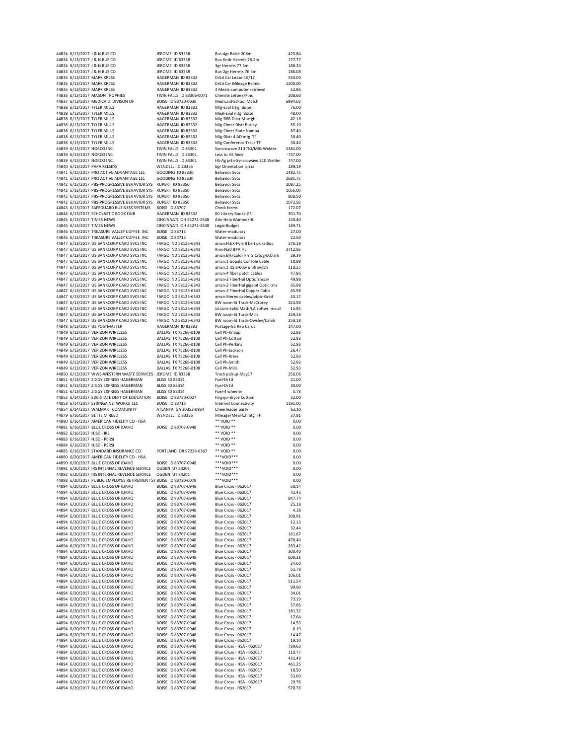| | | | | | |
|---|---|---|---|---|---|
| 44834 | 6/13/2017 | J & N BUS CO | JEROME ID 83338 | Bus-4gr Boise 208m | 425.84 |
| 44834 | 6/13/2017 | J & N BUS CO | JEROME ID 83338 | Bus-Kndr Herrets 76.2m | 177.77 |
| 44834 | 6/13/2017 | J & N BUS CO | JEROME ID 83338 | 3gr Herrets 77.5m | 188.24 |
| 44834 | 6/13/2017 | J & N BUS CO | JEROME ID 83338 | Bus-2gr Herrets 76.3m | 186.08 |
| 44835 | 6/13/2017 | MARK KRESS | HAGERMAN ID 83332 | DrEd Car Lease-16/17 | 550.00 |
| 44835 | 6/13/2017 | MARK KRESS | HAGERMAN ID 83332 | DrEd Car Mileage Reimb | 1200.00 |
| 44835 | 6/13/2017 | MARK KRESS | HAGERMAN ID 83332 | 4 Meals-computer retrieval | 52.86 |
| 44836 | 6/13/2017 | MASON TROPHIES | TWIN FALLS ID 83303-0071 | Chenille Letters/Pins | 208.60 |
| 44837 | 6/13/2017 | MEDICAID DIVISON OF | BOISE ID 83720-0036 | Medicaid-School Match | 6994.03 |
| 44838 | 6/13/2017 | TYLER MILLS | HAGERMAN ID 83332 | Mlg-Eval trng Boise | 76.00 |
| 44838 | 6/13/2017 | TYLER MILLS | HAGERMAN ID 83332 | Meal-Eval mtg Boise | 48.00 |
| 44838 | 6/13/2017 | TYLER MILLS | HAGERMAN ID 83332 | Mlg-BBB Distr Murtgh | 42.18 |
| 44838 | 6/13/2017 | TYLER MILLS | HAGERMAN ID 83332 | Mlg-Cheer Distr Burley | 55.10 |
| 44838 | 6/13/2017 | TYLER MILLS | HAGERMAN ID 83332 | Mlg-Cheer State Nampa | 87.40 |
| 44838 | 6/13/2017 | TYLER MILLS | HAGERMAN ID 83332 | Mlg-Distr 4 AD mtg TF | 30.40 |
| 44838 | 6/13/2017 | TYLER MILLS | HAGERMAN ID 83332 | Mlg-Conference Track TF | 30.40 |
| 44839 | 6/13/2017 | NORCO INC. | TWIN FALLS ID 83301 | Syncrowave 210 TIG/MIG Welder | 2384.00 |
| 44839 | 6/13/2017 | NORCO INC. | TWIN FALLS ID 83301 | Less to HS Recv | -747.00 |
| 44839 | 6/13/2017 | NORCO INC. | TWIN FALLS ID 83301 | HS-Ag prtn-Syncrowave 210 Welder | 747.00 |
| 44840 | 6/13/2017 | PAPA KELSEYS | WENDELL ID 83355 | 6gr Orientation pizza | 189.19 |
| 44841 | 6/13/2017 | PRO ACTIVE ADVANTAGE LLC | GOODING ID 83330 | Behavior Svcs | 2482.75 |
| 44841 | 6/13/2017 | PRO ACTIVE ADVANTAGE LLC | GOODING ID 83330 | Behavior Svcs | 2681.75 |
| 44842 | 6/13/2017 | PBS-PROGRESSIVE BEHAVIOR SYS | RUPERT ID 83350 | Behavior Svcs | 2087.25 |
| 44842 | 6/13/2017 | PBS-PROGRESSIVE BEHAVIOR SYS | RUPERT ID 83350 | Behavior Svcs | 1056.00 |
| 44842 | 6/13/2017 | PBS-PROGRESSIVE BEHAVIOR SYS | RUPERT ID 83350 | Behavior Svcs | 808.50 |
| 44842 | 6/13/2017 | PBS-PROGRESSIVE BEHAVIOR SYS | RUPERT ID 83350 | Behavior Svcs | 1072.50 |
| 44843 | 6/13/2017 | SAFEGUARD BUSINESS SYSTEMS | BOISE ID 83707 | Check forms | 172.07 |
| 44844 | 6/13/2017 | SCHOLASTIC BOOK FAIR | HAGERMAN ID 83332 | 60 Library Books-GS | 301.70 |
| 44845 | 6/13/2017 | TIMES NEWS | CINCINNATI OH 45274-2548 | Adv-Help Wanted/HL | 140.40 |
| 44845 | 6/13/2017 | TIMES NEWS | CINCINNATI OH 45274-2548 | Legal-Budget | 189.71 |
| 44846 | 6/13/2017 | TREASURE VALLEY COFFEE INC | BOISE ID 83713 | Water-modulars | 27.00 |
| 44846 | 6/13/2017 | TREASURE VALLEY COFFEE INC | BOISE ID 83713 | Water-modulars | 22.50 |
| 44847 | 6/13/2017 | US BANKCORP CARD SVCS INC | FARGO ND 58125-6343 | amzn:FLEX-Pyle 8 belt pk radios | 276.19 |
| 44847 | 6/13/2017 | US BANKCORP CARD SVCS INC | FARGO ND 58125-6343 | Rms-Natl BPA FL | 3712.56 |
| 44847 | 6/13/2017 | US BANKCORP CARD SVCS INC | FARGO ND 58125-6343 | amzn:Blk/Color Prntr Crtdg-D.Clark | 29.39 |
| 44847 | 6/13/2017 | US BANKCORP CARD SVCS INC | FARGO ND 58125-6343 | amzn:1 Gopala Console Cable | 10.99 |
| 44847 | 6/13/2017 | US BANKCORP CARD SVCS INC | FARGO ND 58125-6343 | amzn:1 US 8-60w unifi swtch | 110.25 |
| 44847 | 6/13/2017 | US BANKCORP CARD SVCS INC | FARGO ND 58125-6343 | amzn-4 fiber patch cables | 47.96 |
| 44847 | 6/13/2017 | US BANKCORP CARD SVCS INC | FARGO ND 58125-6343 | amzn-2 FiberHal OpticTrnscvr | 49.98 |
| 44847 | 6/13/2017 | US BANKCORP CARD SVCS INC | FARGO ND 58125-6343 | amzn-2 FiberHal gigabit Optic trns | 35.98 |
| 44847 | 6/13/2017 | US BANKCORP CARD SVCS INC | FARGO ND 58125-6343 | amzn-2 FiberHal Copper Cable | 45.98 |
| 44847 | 6/13/2017 | US BANKCORP CARD SVCS INC | FARGO ND 58125-6343 | amzn-Stereo cables/adptr-Grad | 43.17 |
| 44847 | 6/13/2017 | US BANKCORP CARD SVCS INC | FARGO ND 58125-6343 | BW room-St Track-McCrorey | 323.98 |
| 44847 | 6/13/2017 | US BANKCORP CARD SVCS INC | FARGO ND 58125-6343 | ixl.com-SpEd Math/LA softwr mo.ch | 15.95 |
| 44847 | 6/13/2017 | US BANKCORP CARD SVCS INC | FARGO ND 58125-6343 | BW room-St Track-Mills | 259.18 |
| 44847 | 6/13/2017 | US BANKCORP CARD SVCS INC | FARGO ND 58125-6343 | BW room-St Track-Owsley/Caleb | 259.18 |
| 44848 | 6/13/2017 | US POSTMASTER | HAGERMAN ID 83332 | Postage-GS Rep Cards | 147.00 |
| 44849 | 6/13/2017 | VERIZON WIRELESS | DALLAS TX 75266-0108 | Cell Ph-Knapp | 52.93 |
| 44849 | 6/13/2017 | VERIZON WIRELESS | DALLAS TX 75266-0108 | Cell Ph-Cottam | 52.93 |
| 44849 | 6/13/2017 | VERIZON WIRELESS | DALLAS TX 75266-0108 | Cell Ph-Perkins | 52.93 |
| 44849 | 6/13/2017 | VERIZON WIRELESS | DALLAS TX 75266-0108 | Cell Ph-Jackson | 26.47 |
| 44849 | 6/13/2017 | VERIZON WIRELESS | DALLAS TX 75266-0108 | Cell Ph-Kress | 52.93 |
| 44849 | 6/13/2017 | VERIZON WIRELESS | DALLAS TX 75266-0108 | Cell Ph-Smith | 52.93 |
| 44849 | 6/13/2017 | VERIZON WIRELESS | DALLAS TX 75266-0108 | Cell Ph-Mills | 52.93 |
| 44850 | 6/13/2017 | WWS-WESTERN WASTE SERVICES | JEROME ID 83338 | Trash pickup-May17 | 256.06 |
| 44851 | 6/13/2017 | ZIGGY EXPRESS HAGERMAN | BLISS ID 83314 | Fuel-DrEd | 21.00 |
| 44851 | 6/13/2017 | ZIGGY EXPRESS HAGERMAN | BLISS ID 83314 | Fuel-DrEd | 30.00 |
| 44851 | 6/13/2017 | ZIGGY EXPRESS HAGERMAN | BLISS ID 83314 | Fuel-4 wheeler | 5.78 |
| 44852 | 6/14/2017 | SDE-STATE DEPT OF EDUCATION | BOISE ID 83750-0027 | Fingrpr-Bryce Cottam | 32.00 |
| 44853 | 6/14/2017 | SYRINGA NETWORKS LLC | BOISE ID 83713 | Internet Connectivity | 1195.00 |
| 44854 | 6/14/2017 | WALMART COMMUNITY | ATLANTA GA 30353-0934 | Cheerleader party | 63.10 |
| 44879 | 6/16/2017 | BETTE M REED | WENDELL ID 83355 | Mileage/Meal-L2 mtg TF | 37.81 |
| 44880 | 6/16/2017 | AMERICAN FIDELITY CO - HSA | | ** VOID ** | 0.00 |
| 44881 | 6/16/2017 | BLUE CROSS OF IDAHO | BOISE ID 83707-0948 | ** VOID ** | 0.00 |
| 44882 | 6/16/2017 | HJSD - IRS | | ** VOID ** | 0.00 |
| 44883 | 6/16/2017 | HJSD - PERSI | | ** VOID ** | 0.00 |
| 44884 | 6/16/2017 | HJSD - PERSI | | ** VOID ** | 0.00 |
| 44885 | 6/16/2017 | STANDARD INSURANCE CO. | PORTLAND OR 97228-6367 | ** VOID ** | 0.00 |
| 44889 | 6/20/2017 | AMERICAN FIDELITY CO - HSA | | ***VOID*** | 0.00 |
| 44890 | 6/20/2017 | BLUE CROSS OF IDAHO | BOISE ID 83707-0948 | ***VOID*** | 0.00 |
| 44891 | 6/20/2017 | IRS INTERNAL REVENUE SERVICE | OGDEN UT 84201 | ***VOID*** | 0.00 |
| 44892 | 6/20/2017 | IRS INTERNAL REVENUE SERVICE | OGDEN UT 84201 | ***VOID*** | 0.00 |
| 44893 | 6/20/2017 | PUBLIC EMPLOYEE RETIREMENT SY | BOISE ID 83720-0078 | ***VOID*** | 0.00 |
| 44894 | 6/20/2017 | BLUE CROSS OF IDAHO | BOISE ID 83707-0948 | Blue Cross - 062017 | 50.14 |
| 44894 | 6/20/2017 | BLUE CROSS OF IDAHO | BOISE ID 83707-0948 | Blue Cross - 062017 | 42.43 |
| 44894 | 6/20/2017 | BLUE CROSS OF IDAHO | BOISE ID 83707-0948 | Blue Cross - 062017 | 847.74 |
| 44894 | 6/20/2017 | BLUE CROSS OF IDAHO | BOISE ID 83707-0948 | Blue Cross - 062017 | 25.18 |
| 44894 | 6/20/2017 | BLUE CROSS OF IDAHO | BOISE ID 83707-0948 | Blue Cross - 062017 | 4.38 |
| 44894 | 6/20/2017 | BLUE CROSS OF IDAHO | BOISE ID 83707-0948 | Blue Cross - 062017 | 308.91 |
| 44894 | 6/20/2017 | BLUE CROSS OF IDAHO | BOISE ID 83707-0948 | Blue Cross - 062017 | 12.13 |
| 44894 | 6/20/2017 | BLUE CROSS OF IDAHO | BOISE ID 83707-0948 | Blue Cross - 062017 | 32.44 |
| 44894 | 6/20/2017 | BLUE CROSS OF IDAHO | BOISE ID 83707-0948 | Blue Cross - 062017 | 161.67 |
| 44894 | 6/20/2017 | BLUE CROSS OF IDAHO | BOISE ID 83707-0948 | Blue Cross - 062017 | 478.40 |
| 44894 | 6/20/2017 | BLUE CROSS OF IDAHO | BOISE ID 83707-0948 | Blue Cross - 062017 | 283.42 |
| 44894 | 6/20/2017 | BLUE CROSS OF IDAHO | BOISE ID 83707-0948 | Blue Cross - 062017 | 300.40 |
| 44894 | 6/20/2017 | BLUE CROSS OF IDAHO | BOISE ID 83707-0948 | Blue Cross - 062017 | 608.31 |
| 44894 | 6/20/2017 | BLUE CROSS OF IDAHO | BOISE ID 83707-0948 | Blue Cross - 062017 | 24.60 |
| 44894 | 6/20/2017 | BLUE CROSS OF IDAHO | BOISE ID 83707-0948 | Blue Cross - 062017 | 51.78 |
| 44894 | 6/20/2017 | BLUE CROSS OF IDAHO | BOISE ID 83707-0948 | Blue Cross - 062017 | 106.01 |
| 44894 | 6/20/2017 | BLUE CROSS OF IDAHO | BOISE ID 83707-0948 | Blue Cross - 062017 | 511.54 |
| 44894 | 6/20/2017 | BLUE CROSS OF IDAHO | BOISE ID 83707-0948 | Blue Cross - 062017 | 99.90 |
| 44894 | 6/20/2017 | BLUE CROSS OF IDAHO | BOISE ID 83707-0948 | Blue Cross - 062017 | 34.01 |
| 44894 | 6/20/2017 | BLUE CROSS OF IDAHO | BOISE ID 83707-0948 | Blue Cross - 062017 | 73.19 |
| 44894 | 6/20/2017 | BLUE CROSS OF IDAHO | BOISE ID 83707-0948 | Blue Cross - 062017 | 57.66 |
| 44894 | 6/20/2017 | BLUE CROSS OF IDAHO | BOISE ID 83707-0948 | Blue Cross - 062017 | 181.32 |
| 44894 | 6/20/2017 | BLUE CROSS OF IDAHO | BOISE ID 83707-0948 | Blue Cross - 062017 | 17.64 |
| 44894 | 6/20/2017 | BLUE CROSS OF IDAHO | BOISE ID 83707-0948 | Blue Cross - 062017 | 14.53 |
| 44894 | 6/20/2017 | BLUE CROSS OF IDAHO | BOISE ID 83707-0948 | Blue Cross - 062017 | 6.19 |
| 44894 | 6/20/2017 | BLUE CROSS OF IDAHO | BOISE ID 83707-0948 | Blue Cross - 062017 | 14.47 |
| 44894 | 6/20/2017 | BLUE CROSS OF IDAHO | BOISE ID 83707-0948 | Blue Cross - 062017 | 19.10 |
| 44894 | 6/20/2017 | BLUE CROSS OF IDAHO | BOISE ID 83707-0948 | Blue Cross - HSA - 062017 | 739.63 |
| 44894 | 6/20/2017 | BLUE CROSS OF IDAHO | BOISE ID 83707-0948 | Blue Cross - HSA - 062017 | 110.77 |
| 44894 | 6/20/2017 | BLUE CROSS OF IDAHO | BOISE ID 83707-0948 | Blue Cross - HSA - 062017 | 431.49 |
| 44894 | 6/20/2017 | BLUE CROSS OF IDAHO | BOISE ID 83707-0948 | Blue Cross - HSA - 062017 | 461.25 |
| 44894 | 6/20/2017 | BLUE CROSS OF IDAHO | BOISE ID 83707-0948 | Blue Cross - HSA - 062017 | 18.50 |
| 44894 | 6/20/2017 | BLUE CROSS OF IDAHO | BOISE ID 83707-0948 | Blue Cross - HSA - 062017 | 53.60 |
| 44894 | 6/20/2017 | BLUE CROSS OF IDAHO | BOISE ID 83707-0948 | Blue Cross - HSA - 062017 | 29.76 |
| 44894 | 6/20/2017 | BLUE CROSS OF IDAHO | BOISE ID 83707-0948 | Blue Cross - 062017 | 570.78 |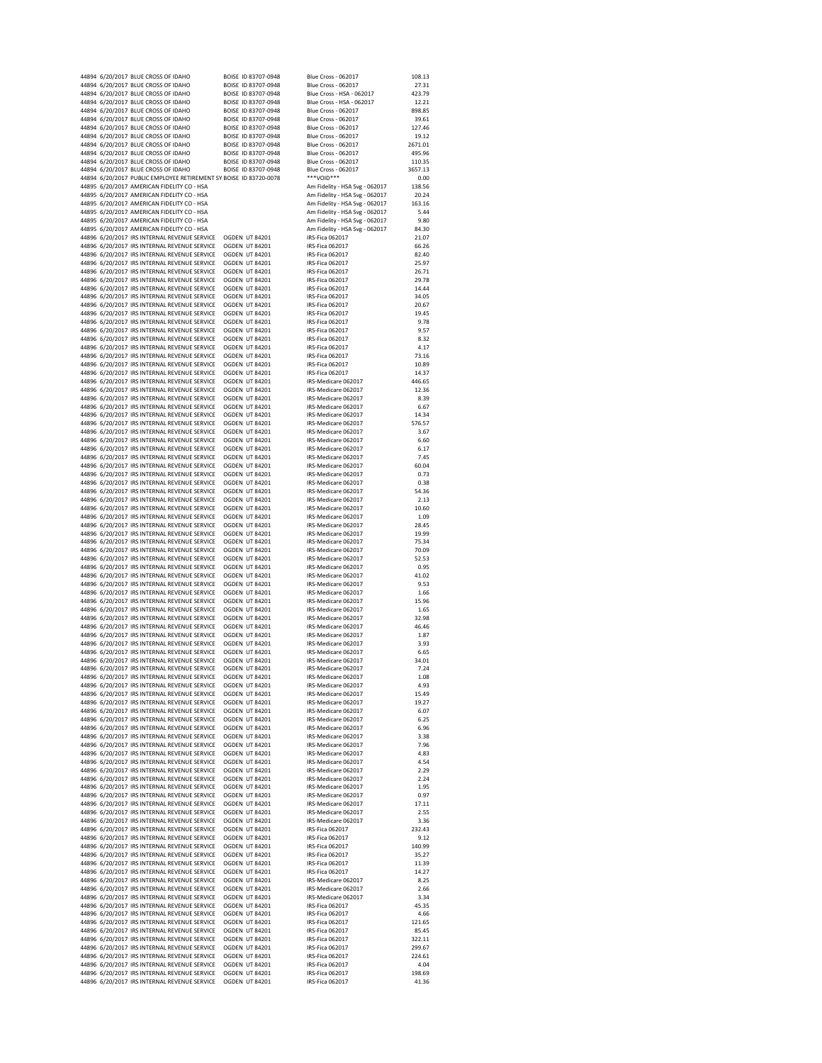| | | | | | |
|---|---|---|---|---|---|
| 44894 | 6/20/2017 | BLUE CROSS OF IDAHO | BOISE ID 83707-0948 | Blue Cross - 062017 | 108.13 |
| 44894 | 6/20/2017 | BLUE CROSS OF IDAHO | BOISE ID 83707-0948 | Blue Cross - 062017 | 27.31 |
| 44894 | 6/20/2017 | BLUE CROSS OF IDAHO | BOISE ID 83707-0948 | Blue Cross - HSA - 062017 | 423.79 |
| 44894 | 6/20/2017 | BLUE CROSS OF IDAHO | BOISE ID 83707-0948 | Blue Cross - HSA - 062017 | 12.21 |
| 44894 | 6/20/2017 | BLUE CROSS OF IDAHO | BOISE ID 83707-0948 | Blue Cross - 062017 | 898.85 |
| 44894 | 6/20/2017 | BLUE CROSS OF IDAHO | BOISE ID 83707-0948 | Blue Cross - 062017 | 39.61 |
| 44894 | 6/20/2017 | BLUE CROSS OF IDAHO | BOISE ID 83707-0948 | Blue Cross - 062017 | 127.46 |
| 44894 | 6/20/2017 | BLUE CROSS OF IDAHO | BOISE ID 83707-0948 | Blue Cross - 062017 | 19.12 |
| 44894 | 6/20/2017 | BLUE CROSS OF IDAHO | BOISE ID 83707-0948 | Blue Cross - 062017 | 2671.01 |
| 44894 | 6/20/2017 | BLUE CROSS OF IDAHO | BOISE ID 83707-0948 | Blue Cross - 062017 | 495.96 |
| 44894 | 6/20/2017 | BLUE CROSS OF IDAHO | BOISE ID 83707-0948 | Blue Cross - 062017 | 110.35 |
| 44894 | 6/20/2017 | BLUE CROSS OF IDAHO | BOISE ID 83707-0948 | Blue Cross - 062017 | 3657.13 |
| 44894 | 6/20/2017 | PUBLIC EMPLOYEE RETIREMENT SY | BOISE ID 83720-0078 | ***VOID*** | 0.00 |
| 44895 | 6/20/2017 | AMERICAN FIDELITY CO - HSA | | Am Fidelity - HSA Svg - 062017 | 138.56 |
| 44895 | 6/20/2017 | AMERICAN FIDELITY CO - HSA | | Am Fidelity - HSA Svg - 062017 | 20.24 |
| 44895 | 6/20/2017 | AMERICAN FIDELITY CO - HSA | | Am Fidelity - HSA Svg - 062017 | 163.16 |
| 44895 | 6/20/2017 | AMERICAN FIDELITY CO - HSA | | Am Fidelity - HSA Svg - 062017 | 5.44 |
| 44895 | 6/20/2017 | AMERICAN FIDELITY CO - HSA | | Am Fidelity - HSA Svg - 062017 | 9.80 |
| 44895 | 6/20/2017 | AMERICAN FIDELITY CO - HSA | | Am Fidelity - HSA Svg - 062017 | 84.30 |
| 44896 | 6/20/2017 | IRS INTERNAL REVENUE SERVICE | OGDEN UT 84201 | IRS-Fica 062017 | 21.07 |
| 44896 | 6/20/2017 | IRS INTERNAL REVENUE SERVICE | OGDEN UT 84201 | IRS-Fica 062017 | 66.26 |
| 44896 | 6/20/2017 | IRS INTERNAL REVENUE SERVICE | OGDEN UT 84201 | IRS-Fica 062017 | 82.40 |
| 44896 | 6/20/2017 | IRS INTERNAL REVENUE SERVICE | OGDEN UT 84201 | IRS-Fica 062017 | 25.97 |
| 44896 | 6/20/2017 | IRS INTERNAL REVENUE SERVICE | OGDEN UT 84201 | IRS-Fica 062017 | 26.71 |
| 44896 | 6/20/2017 | IRS INTERNAL REVENUE SERVICE | OGDEN UT 84201 | IRS-Fica 062017 | 29.78 |
| 44896 | 6/20/2017 | IRS INTERNAL REVENUE SERVICE | OGDEN UT 84201 | IRS-Fica 062017 | 14.44 |
| 44896 | 6/20/2017 | IRS INTERNAL REVENUE SERVICE | OGDEN UT 84201 | IRS-Fica 062017 | 34.05 |
| 44896 | 6/20/2017 | IRS INTERNAL REVENUE SERVICE | OGDEN UT 84201 | IRS-Fica 062017 | 20.67 |
| 44896 | 6/20/2017 | IRS INTERNAL REVENUE SERVICE | OGDEN UT 84201 | IRS-Fica 062017 | 19.45 |
| 44896 | 6/20/2017 | IRS INTERNAL REVENUE SERVICE | OGDEN UT 84201 | IRS-Fica 062017 | 9.78 |
| 44896 | 6/20/2017 | IRS INTERNAL REVENUE SERVICE | OGDEN UT 84201 | IRS-Fica 062017 | 9.57 |
| 44896 | 6/20/2017 | IRS INTERNAL REVENUE SERVICE | OGDEN UT 84201 | IRS-Fica 062017 | 8.32 |
| 44896 | 6/20/2017 | IRS INTERNAL REVENUE SERVICE | OGDEN UT 84201 | IRS-Fica 062017 | 4.17 |
| 44896 | 6/20/2017 | IRS INTERNAL REVENUE SERVICE | OGDEN UT 84201 | IRS-Fica 062017 | 73.16 |
| 44896 | 6/20/2017 | IRS INTERNAL REVENUE SERVICE | OGDEN UT 84201 | IRS-Fica 062017 | 10.89 |
| 44896 | 6/20/2017 | IRS INTERNAL REVENUE SERVICE | OGDEN UT 84201 | IRS-Fica 062017 | 14.37 |
| 44896 | 6/20/2017 | IRS INTERNAL REVENUE SERVICE | OGDEN UT 84201 | IRS-Medicare 062017 | 446.65 |
| 44896 | 6/20/2017 | IRS INTERNAL REVENUE SERVICE | OGDEN UT 84201 | IRS-Medicare 062017 | 12.36 |
| 44896 | 6/20/2017 | IRS INTERNAL REVENUE SERVICE | OGDEN UT 84201 | IRS-Medicare 062017 | 8.39 |
| 44896 | 6/20/2017 | IRS INTERNAL REVENUE SERVICE | OGDEN UT 84201 | IRS-Medicare 062017 | 6.67 |
| 44896 | 6/20/2017 | IRS INTERNAL REVENUE SERVICE | OGDEN UT 84201 | IRS-Medicare 062017 | 14.34 |
| 44896 | 6/20/2017 | IRS INTERNAL REVENUE SERVICE | OGDEN UT 84201 | IRS-Medicare 062017 | 576.57 |
| 44896 | 6/20/2017 | IRS INTERNAL REVENUE SERVICE | OGDEN UT 84201 | IRS-Medicare 062017 | 3.67 |
| 44896 | 6/20/2017 | IRS INTERNAL REVENUE SERVICE | OGDEN UT 84201 | IRS-Medicare 062017 | 6.60 |
| 44896 | 6/20/2017 | IRS INTERNAL REVENUE SERVICE | OGDEN UT 84201 | IRS-Medicare 062017 | 6.17 |
| 44896 | 6/20/2017 | IRS INTERNAL REVENUE SERVICE | OGDEN UT 84201 | IRS-Medicare 062017 | 7.45 |
| 44896 | 6/20/2017 | IRS INTERNAL REVENUE SERVICE | OGDEN UT 84201 | IRS-Medicare 062017 | 60.04 |
| 44896 | 6/20/2017 | IRS INTERNAL REVENUE SERVICE | OGDEN UT 84201 | IRS-Medicare 062017 | 0.73 |
| 44896 | 6/20/2017 | IRS INTERNAL REVENUE SERVICE | OGDEN UT 84201 | IRS-Medicare 062017 | 0.38 |
| 44896 | 6/20/2017 | IRS INTERNAL REVENUE SERVICE | OGDEN UT 84201 | IRS-Medicare 062017 | 54.36 |
| 44896 | 6/20/2017 | IRS INTERNAL REVENUE SERVICE | OGDEN UT 84201 | IRS-Medicare 062017 | 2.13 |
| 44896 | 6/20/2017 | IRS INTERNAL REVENUE SERVICE | OGDEN UT 84201 | IRS-Medicare 062017 | 10.60 |
| 44896 | 6/20/2017 | IRS INTERNAL REVENUE SERVICE | OGDEN UT 84201 | IRS-Medicare 062017 | 1.09 |
| 44896 | 6/20/2017 | IRS INTERNAL REVENUE SERVICE | OGDEN UT 84201 | IRS-Medicare 062017 | 28.45 |
| 44896 | 6/20/2017 | IRS INTERNAL REVENUE SERVICE | OGDEN UT 84201 | IRS-Medicare 062017 | 19.99 |
| 44896 | 6/20/2017 | IRS INTERNAL REVENUE SERVICE | OGDEN UT 84201 | IRS-Medicare 062017 | 75.34 |
| 44896 | 6/20/2017 | IRS INTERNAL REVENUE SERVICE | OGDEN UT 84201 | IRS-Medicare 062017 | 70.09 |
| 44896 | 6/20/2017 | IRS INTERNAL REVENUE SERVICE | OGDEN UT 84201 | IRS-Medicare 062017 | 52.53 |
| 44896 | 6/20/2017 | IRS INTERNAL REVENUE SERVICE | OGDEN UT 84201 | IRS-Medicare 062017 | 0.95 |
| 44896 | 6/20/2017 | IRS INTERNAL REVENUE SERVICE | OGDEN UT 84201 | IRS-Medicare 062017 | 41.02 |
| 44896 | 6/20/2017 | IRS INTERNAL REVENUE SERVICE | OGDEN UT 84201 | IRS-Medicare 062017 | 9.53 |
| 44896 | 6/20/2017 | IRS INTERNAL REVENUE SERVICE | OGDEN UT 84201 | IRS-Medicare 062017 | 1.66 |
| 44896 | 6/20/2017 | IRS INTERNAL REVENUE SERVICE | OGDEN UT 84201 | IRS-Medicare 062017 | 15.96 |
| 44896 | 6/20/2017 | IRS INTERNAL REVENUE SERVICE | OGDEN UT 84201 | IRS-Medicare 062017 | 1.65 |
| 44896 | 6/20/2017 | IRS INTERNAL REVENUE SERVICE | OGDEN UT 84201 | IRS-Medicare 062017 | 32.98 |
| 44896 | 6/20/2017 | IRS INTERNAL REVENUE SERVICE | OGDEN UT 84201 | IRS-Medicare 062017 | 46.46 |
| 44896 | 6/20/2017 | IRS INTERNAL REVENUE SERVICE | OGDEN UT 84201 | IRS-Medicare 062017 | 1.87 |
| 44896 | 6/20/2017 | IRS INTERNAL REVENUE SERVICE | OGDEN UT 84201 | IRS-Medicare 062017 | 3.93 |
| 44896 | 6/20/2017 | IRS INTERNAL REVENUE SERVICE | OGDEN UT 84201 | IRS-Medicare 062017 | 6.65 |
| 44896 | 6/20/2017 | IRS INTERNAL REVENUE SERVICE | OGDEN UT 84201 | IRS-Medicare 062017 | 34.01 |
| 44896 | 6/20/2017 | IRS INTERNAL REVENUE SERVICE | OGDEN UT 84201 | IRS-Medicare 062017 | 7.24 |
| 44896 | 6/20/2017 | IRS INTERNAL REVENUE SERVICE | OGDEN UT 84201 | IRS-Medicare 062017 | 1.08 |
| 44896 | 6/20/2017 | IRS INTERNAL REVENUE SERVICE | OGDEN UT 84201 | IRS-Medicare 062017 | 4.93 |
| 44896 | 6/20/2017 | IRS INTERNAL REVENUE SERVICE | OGDEN UT 84201 | IRS-Medicare 062017 | 15.49 |
| 44896 | 6/20/2017 | IRS INTERNAL REVENUE SERVICE | OGDEN UT 84201 | IRS-Medicare 062017 | 19.27 |
| 44896 | 6/20/2017 | IRS INTERNAL REVENUE SERVICE | OGDEN UT 84201 | IRS-Medicare 062017 | 6.07 |
| 44896 | 6/20/2017 | IRS INTERNAL REVENUE SERVICE | OGDEN UT 84201 | IRS-Medicare 062017 | 6.25 |
| 44896 | 6/20/2017 | IRS INTERNAL REVENUE SERVICE | OGDEN UT 84201 | IRS-Medicare 062017 | 6.96 |
| 44896 | 6/20/2017 | IRS INTERNAL REVENUE SERVICE | OGDEN UT 84201 | IRS-Medicare 062017 | 3.38 |
| 44896 | 6/20/2017 | IRS INTERNAL REVENUE SERVICE | OGDEN UT 84201 | IRS-Medicare 062017 | 7.96 |
| 44896 | 6/20/2017 | IRS INTERNAL REVENUE SERVICE | OGDEN UT 84201 | IRS-Medicare 062017 | 4.83 |
| 44896 | 6/20/2017 | IRS INTERNAL REVENUE SERVICE | OGDEN UT 84201 | IRS-Medicare 062017 | 4.54 |
| 44896 | 6/20/2017 | IRS INTERNAL REVENUE SERVICE | OGDEN UT 84201 | IRS-Medicare 062017 | 2.29 |
| 44896 | 6/20/2017 | IRS INTERNAL REVENUE SERVICE | OGDEN UT 84201 | IRS-Medicare 062017 | 2.24 |
| 44896 | 6/20/2017 | IRS INTERNAL REVENUE SERVICE | OGDEN UT 84201 | IRS-Medicare 062017 | 1.95 |
| 44896 | 6/20/2017 | IRS INTERNAL REVENUE SERVICE | OGDEN UT 84201 | IRS-Medicare 062017 | 0.97 |
| 44896 | 6/20/2017 | IRS INTERNAL REVENUE SERVICE | OGDEN UT 84201 | IRS-Medicare 062017 | 17.11 |
| 44896 | 6/20/2017 | IRS INTERNAL REVENUE SERVICE | OGDEN UT 84201 | IRS-Medicare 062017 | 2.55 |
| 44896 | 6/20/2017 | IRS INTERNAL REVENUE SERVICE | OGDEN UT 84201 | IRS-Medicare 062017 | 3.36 |
| 44896 | 6/20/2017 | IRS INTERNAL REVENUE SERVICE | OGDEN UT 84201 | IRS-Fica 062017 | 232.43 |
| 44896 | 6/20/2017 | IRS INTERNAL REVENUE SERVICE | OGDEN UT 84201 | IRS-Fica 062017 | 9.12 |
| 44896 | 6/20/2017 | IRS INTERNAL REVENUE SERVICE | OGDEN UT 84201 | IRS-Fica 062017 | 140.99 |
| 44896 | 6/20/2017 | IRS INTERNAL REVENUE SERVICE | OGDEN UT 84201 | IRS-Fica 062017 | 35.27 |
| 44896 | 6/20/2017 | IRS INTERNAL REVENUE SERVICE | OGDEN UT 84201 | IRS-Fica 062017 | 11.39 |
| 44896 | 6/20/2017 | IRS INTERNAL REVENUE SERVICE | OGDEN UT 84201 | IRS-Fica 062017 | 14.27 |
| 44896 | 6/20/2017 | IRS INTERNAL REVENUE SERVICE | OGDEN UT 84201 | IRS-Medicare 062017 | 8.25 |
| 44896 | 6/20/2017 | IRS INTERNAL REVENUE SERVICE | OGDEN UT 84201 | IRS-Medicare 062017 | 2.66 |
| 44896 | 6/20/2017 | IRS INTERNAL REVENUE SERVICE | OGDEN UT 84201 | IRS-Medicare 062017 | 3.34 |
| 44896 | 6/20/2017 | IRS INTERNAL REVENUE SERVICE | OGDEN UT 84201 | IRS-Fica 062017 | 45.35 |
| 44896 | 6/20/2017 | IRS INTERNAL REVENUE SERVICE | OGDEN UT 84201 | IRS-Fica 062017 | 4.66 |
| 44896 | 6/20/2017 | IRS INTERNAL REVENUE SERVICE | OGDEN UT 84201 | IRS-Fica 062017 | 121.65 |
| 44896 | 6/20/2017 | IRS INTERNAL REVENUE SERVICE | OGDEN UT 84201 | IRS-Fica 062017 | 85.45 |
| 44896 | 6/20/2017 | IRS INTERNAL REVENUE SERVICE | OGDEN UT 84201 | IRS-Fica 062017 | 322.11 |
| 44896 | 6/20/2017 | IRS INTERNAL REVENUE SERVICE | OGDEN UT 84201 | IRS-Fica 062017 | 299.67 |
| 44896 | 6/20/2017 | IRS INTERNAL REVENUE SERVICE | OGDEN UT 84201 | IRS-Fica 062017 | 224.61 |
| 44896 | 6/20/2017 | IRS INTERNAL REVENUE SERVICE | OGDEN UT 84201 | IRS-Fica 062017 | 4.04 |
| 44896 | 6/20/2017 | IRS INTERNAL REVENUE SERVICE | OGDEN UT 84201 | IRS-Fica 062017 | 198.69 |
| 44896 | 6/20/2017 | IRS INTERNAL REVENUE SERVICE | OGDEN UT 84201 | IRS-Fica 062017 | 41.36 |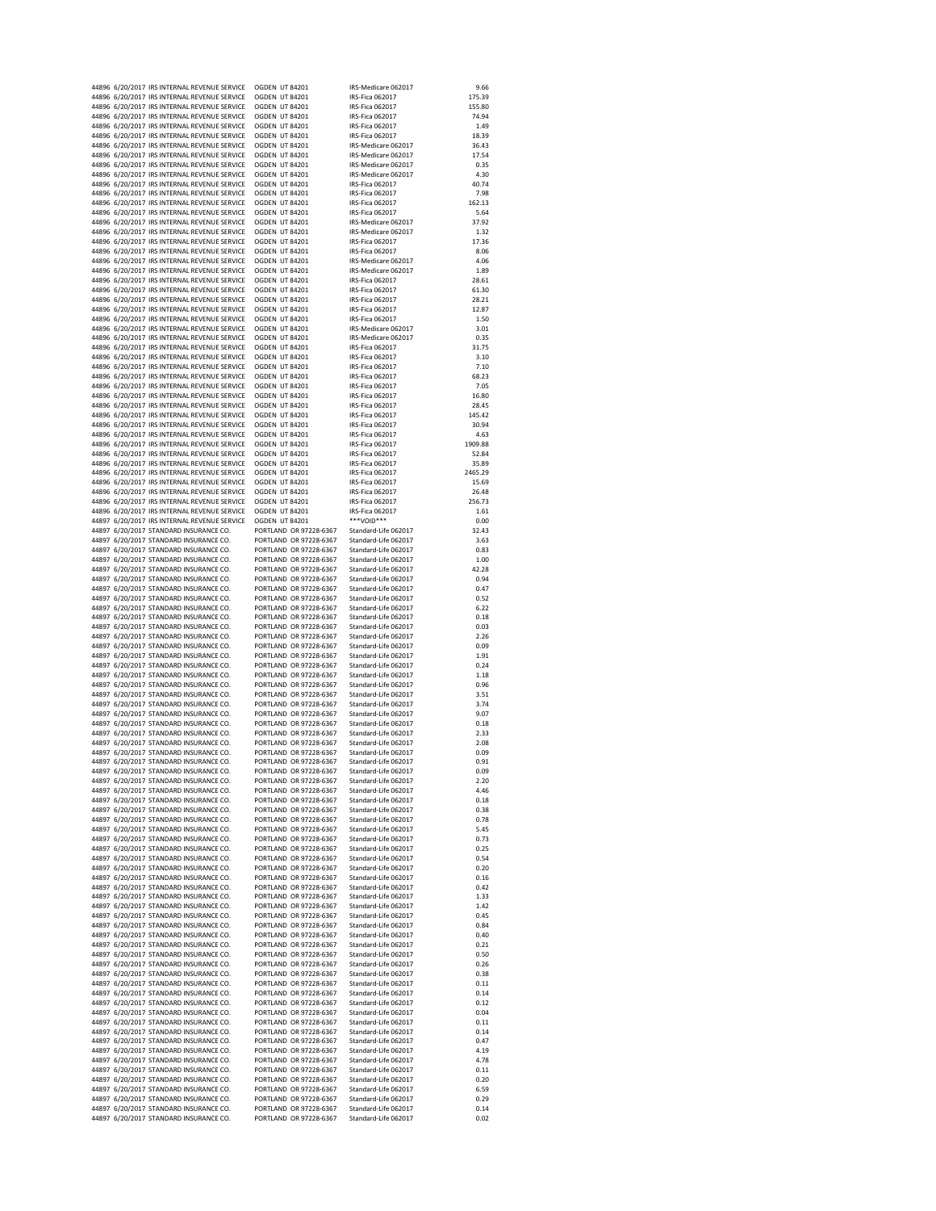| | | | | | |
|---|---|---|---|---|---|
| 44896 | 6/20/2017 | IRS INTERNAL REVENUE SERVICE | OGDEN UT 84201 | IRS-Medicare 062017 | 9.66 |
| 44896 | 6/20/2017 | IRS INTERNAL REVENUE SERVICE | OGDEN UT 84201 | IRS-Fica 062017 | 175.39 |
| 44896 | 6/20/2017 | IRS INTERNAL REVENUE SERVICE | OGDEN UT 84201 | IRS-Fica 062017 | 155.80 |
| 44896 | 6/20/2017 | IRS INTERNAL REVENUE SERVICE | OGDEN UT 84201 | IRS-Fica 062017 | 74.94 |
| 44896 | 6/20/2017 | IRS INTERNAL REVENUE SERVICE | OGDEN UT 84201 | IRS-Fica 062017 | 1.49 |
| 44896 | 6/20/2017 | IRS INTERNAL REVENUE SERVICE | OGDEN UT 84201 | IRS-Fica 062017 | 18.39 |
| 44896 | 6/20/2017 | IRS INTERNAL REVENUE SERVICE | OGDEN UT 84201 | IRS-Medicare 062017 | 36.43 |
| 44896 | 6/20/2017 | IRS INTERNAL REVENUE SERVICE | OGDEN UT 84201 | IRS-Medicare 062017 | 17.54 |
| 44896 | 6/20/2017 | IRS INTERNAL REVENUE SERVICE | OGDEN UT 84201 | IRS-Medicare 062017 | 0.35 |
| 44896 | 6/20/2017 | IRS INTERNAL REVENUE SERVICE | OGDEN UT 84201 | IRS-Medicare 062017 | 4.30 |
| 44896 | 6/20/2017 | IRS INTERNAL REVENUE SERVICE | OGDEN UT 84201 | IRS-Fica 062017 | 40.74 |
| 44896 | 6/20/2017 | IRS INTERNAL REVENUE SERVICE | OGDEN UT 84201 | IRS-Fica 062017 | 7.98 |
| 44896 | 6/20/2017 | IRS INTERNAL REVENUE SERVICE | OGDEN UT 84201 | IRS-Fica 062017 | 162.13 |
| 44896 | 6/20/2017 | IRS INTERNAL REVENUE SERVICE | OGDEN UT 84201 | IRS-Fica 062017 | 5.64 |
| 44896 | 6/20/2017 | IRS INTERNAL REVENUE SERVICE | OGDEN UT 84201 | IRS-Medicare 062017 | 37.92 |
| 44896 | 6/20/2017 | IRS INTERNAL REVENUE SERVICE | OGDEN UT 84201 | IRS-Medicare 062017 | 1.32 |
| 44896 | 6/20/2017 | IRS INTERNAL REVENUE SERVICE | OGDEN UT 84201 | IRS-Fica 062017 | 17.36 |
| 44896 | 6/20/2017 | IRS INTERNAL REVENUE SERVICE | OGDEN UT 84201 | IRS-Fica 062017 | 8.06 |
| 44896 | 6/20/2017 | IRS INTERNAL REVENUE SERVICE | OGDEN UT 84201 | IRS-Medicare 062017 | 4.06 |
| 44896 | 6/20/2017 | IRS INTERNAL REVENUE SERVICE | OGDEN UT 84201 | IRS-Medicare 062017 | 1.89 |
| 44896 | 6/20/2017 | IRS INTERNAL REVENUE SERVICE | OGDEN UT 84201 | IRS-Fica 062017 | 28.61 |
| 44896 | 6/20/2017 | IRS INTERNAL REVENUE SERVICE | OGDEN UT 84201 | IRS-Fica 062017 | 61.30 |
| 44896 | 6/20/2017 | IRS INTERNAL REVENUE SERVICE | OGDEN UT 84201 | IRS-Fica 062017 | 28.21 |
| 44896 | 6/20/2017 | IRS INTERNAL REVENUE SERVICE | OGDEN UT 84201 | IRS-Fica 062017 | 12.87 |
| 44896 | 6/20/2017 | IRS INTERNAL REVENUE SERVICE | OGDEN UT 84201 | IRS-Fica 062017 | 1.50 |
| 44896 | 6/20/2017 | IRS INTERNAL REVENUE SERVICE | OGDEN UT 84201 | IRS-Medicare 062017 | 3.01 |
| 44896 | 6/20/2017 | IRS INTERNAL REVENUE SERVICE | OGDEN UT 84201 | IRS-Medicare 062017 | 0.35 |
| 44896 | 6/20/2017 | IRS INTERNAL REVENUE SERVICE | OGDEN UT 84201 | IRS-Fica 062017 | 31.75 |
| 44896 | 6/20/2017 | IRS INTERNAL REVENUE SERVICE | OGDEN UT 84201 | IRS-Fica 062017 | 3.10 |
| 44896 | 6/20/2017 | IRS INTERNAL REVENUE SERVICE | OGDEN UT 84201 | IRS-Fica 062017 | 7.10 |
| 44896 | 6/20/2017 | IRS INTERNAL REVENUE SERVICE | OGDEN UT 84201 | IRS-Fica 062017 | 68.23 |
| 44896 | 6/20/2017 | IRS INTERNAL REVENUE SERVICE | OGDEN UT 84201 | IRS-Fica 062017 | 7.05 |
| 44896 | 6/20/2017 | IRS INTERNAL REVENUE SERVICE | OGDEN UT 84201 | IRS-Fica 062017 | 16.80 |
| 44896 | 6/20/2017 | IRS INTERNAL REVENUE SERVICE | OGDEN UT 84201 | IRS-Fica 062017 | 28.45 |
| 44896 | 6/20/2017 | IRS INTERNAL REVENUE SERVICE | OGDEN UT 84201 | IRS-Fica 062017 | 145.42 |
| 44896 | 6/20/2017 | IRS INTERNAL REVENUE SERVICE | OGDEN UT 84201 | IRS-Fica 062017 | 30.94 |
| 44896 | 6/20/2017 | IRS INTERNAL REVENUE SERVICE | OGDEN UT 84201 | IRS-Fica 062017 | 4.63 |
| 44896 | 6/20/2017 | IRS INTERNAL REVENUE SERVICE | OGDEN UT 84201 | IRS-Fica 062017 | 1909.88 |
| 44896 | 6/20/2017 | IRS INTERNAL REVENUE SERVICE | OGDEN UT 84201 | IRS-Fica 062017 | 52.84 |
| 44896 | 6/20/2017 | IRS INTERNAL REVENUE SERVICE | OGDEN UT 84201 | IRS-Fica 062017 | 35.89 |
| 44896 | 6/20/2017 | IRS INTERNAL REVENUE SERVICE | OGDEN UT 84201 | IRS-Fica 062017 | 2465.29 |
| 44896 | 6/20/2017 | IRS INTERNAL REVENUE SERVICE | OGDEN UT 84201 | IRS-Fica 062017 | 15.69 |
| 44896 | 6/20/2017 | IRS INTERNAL REVENUE SERVICE | OGDEN UT 84201 | IRS-Fica 062017 | 26.48 |
| 44896 | 6/20/2017 | IRS INTERNAL REVENUE SERVICE | OGDEN UT 84201 | IRS-Fica 062017 | 256.73 |
| 44896 | 6/20/2017 | IRS INTERNAL REVENUE SERVICE | OGDEN UT 84201 | IRS-Fica 062017 | 1.61 |
| 44897 | 6/20/2017 | IRS INTERNAL REVENUE SERVICE | OGDEN UT 84201 | ***VOID*** | 0.00 |
| 44897 | 6/20/2017 | STANDARD INSURANCE CO. | PORTLAND OR 97228-6367 | Standard-Life 062017 | 32.43 |
| 44897 | 6/20/2017 | STANDARD INSURANCE CO. | PORTLAND OR 97228-6367 | Standard-Life 062017 | 3.63 |
| 44897 | 6/20/2017 | STANDARD INSURANCE CO. | PORTLAND OR 97228-6367 | Standard-Life 062017 | 0.83 |
| 44897 | 6/20/2017 | STANDARD INSURANCE CO. | PORTLAND OR 97228-6367 | Standard-Life 062017 | 1.00 |
| 44897 | 6/20/2017 | STANDARD INSURANCE CO. | PORTLAND OR 97228-6367 | Standard-Life 062017 | 42.28 |
| 44897 | 6/20/2017 | STANDARD INSURANCE CO. | PORTLAND OR 97228-6367 | Standard-Life 062017 | 0.94 |
| 44897 | 6/20/2017 | STANDARD INSURANCE CO. | PORTLAND OR 97228-6367 | Standard-Life 062017 | 0.47 |
| 44897 | 6/20/2017 | STANDARD INSURANCE CO. | PORTLAND OR 97228-6367 | Standard-Life 062017 | 0.52 |
| 44897 | 6/20/2017 | STANDARD INSURANCE CO. | PORTLAND OR 97228-6367 | Standard-Life 062017 | 6.22 |
| 44897 | 6/20/2017 | STANDARD INSURANCE CO. | PORTLAND OR 97228-6367 | Standard-Life 062017 | 0.18 |
| 44897 | 6/20/2017 | STANDARD INSURANCE CO. | PORTLAND OR 97228-6367 | Standard-Life 062017 | 0.03 |
| 44897 | 6/20/2017 | STANDARD INSURANCE CO. | PORTLAND OR 97228-6367 | Standard-Life 062017 | 2.26 |
| 44897 | 6/20/2017 | STANDARD INSURANCE CO. | PORTLAND OR 97228-6367 | Standard-Life 062017 | 0.09 |
| 44897 | 6/20/2017 | STANDARD INSURANCE CO. | PORTLAND OR 97228-6367 | Standard-Life 062017 | 1.91 |
| 44897 | 6/20/2017 | STANDARD INSURANCE CO. | PORTLAND OR 97228-6367 | Standard-Life 062017 | 0.24 |
| 44897 | 6/20/2017 | STANDARD INSURANCE CO. | PORTLAND OR 97228-6367 | Standard-Life 062017 | 1.18 |
| 44897 | 6/20/2017 | STANDARD INSURANCE CO. | PORTLAND OR 97228-6367 | Standard-Life 062017 | 0.96 |
| 44897 | 6/20/2017 | STANDARD INSURANCE CO. | PORTLAND OR 97228-6367 | Standard-Life 062017 | 3.51 |
| 44897 | 6/20/2017 | STANDARD INSURANCE CO. | PORTLAND OR 97228-6367 | Standard-Life 062017 | 3.74 |
| 44897 | 6/20/2017 | STANDARD INSURANCE CO. | PORTLAND OR 97228-6367 | Standard-Life 062017 | 9.07 |
| 44897 | 6/20/2017 | STANDARD INSURANCE CO. | PORTLAND OR 97228-6367 | Standard-Life 062017 | 0.18 |
| 44897 | 6/20/2017 | STANDARD INSURANCE CO. | PORTLAND OR 97228-6367 | Standard-Life 062017 | 2.33 |
| 44897 | 6/20/2017 | STANDARD INSURANCE CO. | PORTLAND OR 97228-6367 | Standard-Life 062017 | 2.08 |
| 44897 | 6/20/2017 | STANDARD INSURANCE CO. | PORTLAND OR 97228-6367 | Standard-Life 062017 | 0.09 |
| 44897 | 6/20/2017 | STANDARD INSURANCE CO. | PORTLAND OR 97228-6367 | Standard-Life 062017 | 0.91 |
| 44897 | 6/20/2017 | STANDARD INSURANCE CO. | PORTLAND OR 97228-6367 | Standard-Life 062017 | 0.09 |
| 44897 | 6/20/2017 | STANDARD INSURANCE CO. | PORTLAND OR 97228-6367 | Standard-Life 062017 | 2.20 |
| 44897 | 6/20/2017 | STANDARD INSURANCE CO. | PORTLAND OR 97228-6367 | Standard-Life 062017 | 4.46 |
| 44897 | 6/20/2017 | STANDARD INSURANCE CO. | PORTLAND OR 97228-6367 | Standard-Life 062017 | 0.18 |
| 44897 | 6/20/2017 | STANDARD INSURANCE CO. | PORTLAND OR 97228-6367 | Standard-Life 062017 | 0.38 |
| 44897 | 6/20/2017 | STANDARD INSURANCE CO. | PORTLAND OR 97228-6367 | Standard-Life 062017 | 0.78 |
| 44897 | 6/20/2017 | STANDARD INSURANCE CO. | PORTLAND OR 97228-6367 | Standard-Life 062017 | 5.45 |
| 44897 | 6/20/2017 | STANDARD INSURANCE CO. | PORTLAND OR 97228-6367 | Standard-Life 062017 | 0.73 |
| 44897 | 6/20/2017 | STANDARD INSURANCE CO. | PORTLAND OR 97228-6367 | Standard-Life 062017 | 0.25 |
| 44897 | 6/20/2017 | STANDARD INSURANCE CO. | PORTLAND OR 97228-6367 | Standard-Life 062017 | 0.54 |
| 44897 | 6/20/2017 | STANDARD INSURANCE CO. | PORTLAND OR 97228-6367 | Standard-Life 062017 | 0.20 |
| 44897 | 6/20/2017 | STANDARD INSURANCE CO. | PORTLAND OR 97228-6367 | Standard-Life 062017 | 0.16 |
| 44897 | 6/20/2017 | STANDARD INSURANCE CO. | PORTLAND OR 97228-6367 | Standard-Life 062017 | 0.42 |
| 44897 | 6/20/2017 | STANDARD INSURANCE CO. | PORTLAND OR 97228-6367 | Standard-Life 062017 | 1.33 |
| 44897 | 6/20/2017 | STANDARD INSURANCE CO. | PORTLAND OR 97228-6367 | Standard-Life 062017 | 1.42 |
| 44897 | 6/20/2017 | STANDARD INSURANCE CO. | PORTLAND OR 97228-6367 | Standard-Life 062017 | 0.45 |
| 44897 | 6/20/2017 | STANDARD INSURANCE CO. | PORTLAND OR 97228-6367 | Standard-Life 062017 | 0.84 |
| 44897 | 6/20/2017 | STANDARD INSURANCE CO. | PORTLAND OR 97228-6367 | Standard-Life 062017 | 0.40 |
| 44897 | 6/20/2017 | STANDARD INSURANCE CO. | PORTLAND OR 97228-6367 | Standard-Life 062017 | 0.21 |
| 44897 | 6/20/2017 | STANDARD INSURANCE CO. | PORTLAND OR 97228-6367 | Standard-Life 062017 | 0.50 |
| 44897 | 6/20/2017 | STANDARD INSURANCE CO. | PORTLAND OR 97228-6367 | Standard-Life 062017 | 0.26 |
| 44897 | 6/20/2017 | STANDARD INSURANCE CO. | PORTLAND OR 97228-6367 | Standard-Life 062017 | 0.38 |
| 44897 | 6/20/2017 | STANDARD INSURANCE CO. | PORTLAND OR 97228-6367 | Standard-Life 062017 | 0.11 |
| 44897 | 6/20/2017 | STANDARD INSURANCE CO. | PORTLAND OR 97228-6367 | Standard-Life 062017 | 0.14 |
| 44897 | 6/20/2017 | STANDARD INSURANCE CO. | PORTLAND OR 97228-6367 | Standard-Life 062017 | 0.12 |
| 44897 | 6/20/2017 | STANDARD INSURANCE CO. | PORTLAND OR 97228-6367 | Standard-Life 062017 | 0.04 |
| 44897 | 6/20/2017 | STANDARD INSURANCE CO. | PORTLAND OR 97228-6367 | Standard-Life 062017 | 0.11 |
| 44897 | 6/20/2017 | STANDARD INSURANCE CO. | PORTLAND OR 97228-6367 | Standard-Life 062017 | 0.14 |
| 44897 | 6/20/2017 | STANDARD INSURANCE CO. | PORTLAND OR 97228-6367 | Standard-Life 062017 | 0.47 |
| 44897 | 6/20/2017 | STANDARD INSURANCE CO. | PORTLAND OR 97228-6367 | Standard-Life 062017 | 4.19 |
| 44897 | 6/20/2017 | STANDARD INSURANCE CO. | PORTLAND OR 97228-6367 | Standard-Life 062017 | 4.78 |
| 44897 | 6/20/2017 | STANDARD INSURANCE CO. | PORTLAND OR 97228-6367 | Standard-Life 062017 | 0.11 |
| 44897 | 6/20/2017 | STANDARD INSURANCE CO. | PORTLAND OR 97228-6367 | Standard-Life 062017 | 0.20 |
| 44897 | 6/20/2017 | STANDARD INSURANCE CO. | PORTLAND OR 97228-6367 | Standard-Life 062017 | 6.59 |
| 44897 | 6/20/2017 | STANDARD INSURANCE CO. | PORTLAND OR 97228-6367 | Standard-Life 062017 | 0.29 |
| 44897 | 6/20/2017 | STANDARD INSURANCE CO. | PORTLAND OR 97228-6367 | Standard-Life 062017 | 0.14 |
| 44897 | 6/20/2017 | STANDARD INSURANCE CO. | PORTLAND OR 97228-6367 | Standard-Life 062017 | 0.02 |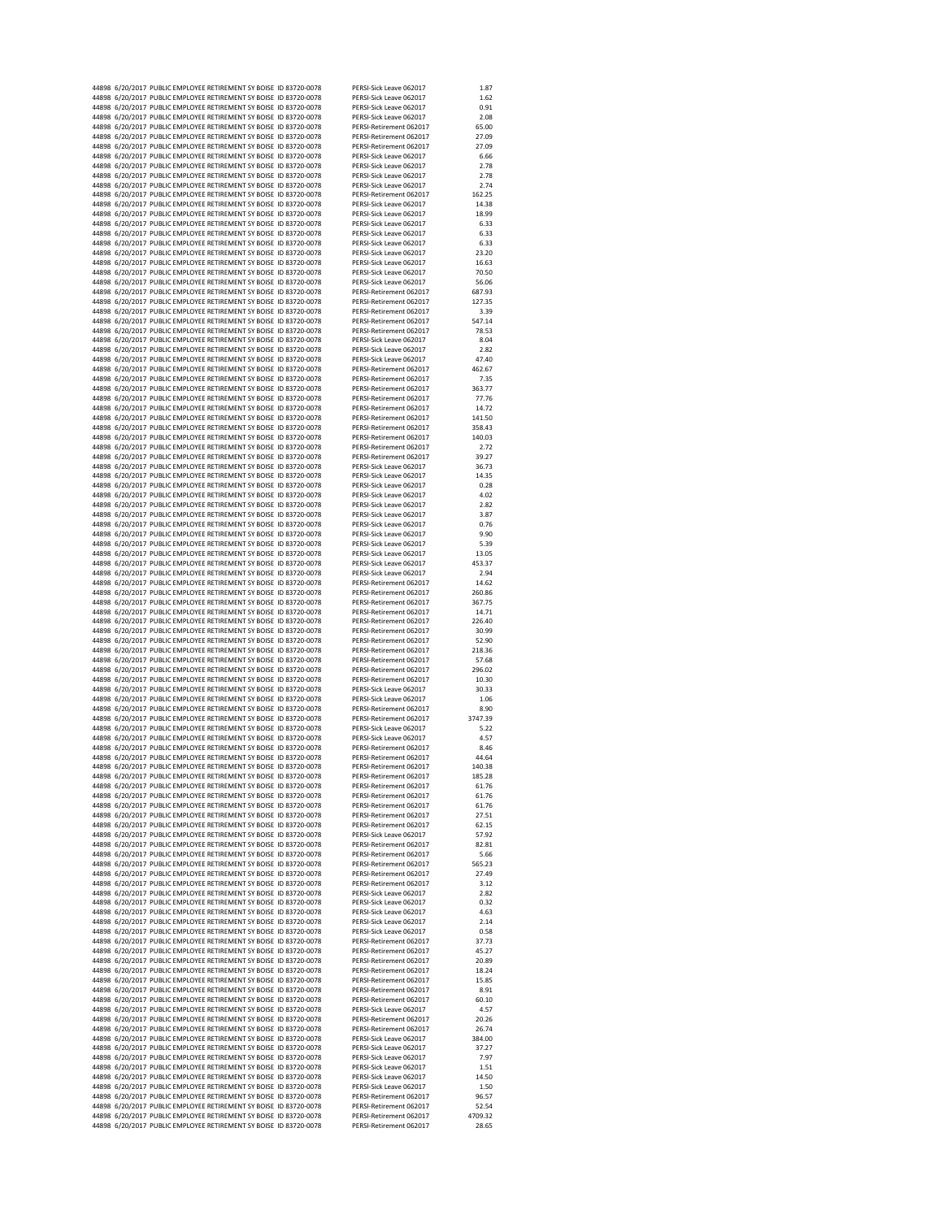| | | | | |
|---|---|---|---|---|
| 44898 | 6/20/2017 | PUBLIC EMPLOYEE RETIREMENT SY BOISE ID 83720-0078 | PERSI-Sick Leave 062017 | 1.87 |
| 44898 | 6/20/2017 | PUBLIC EMPLOYEE RETIREMENT SY BOISE ID 83720-0078 | PERSI-Sick Leave 062017 | 1.62 |
| 44898 | 6/20/2017 | PUBLIC EMPLOYEE RETIREMENT SY BOISE ID 83720-0078 | PERSI-Sick Leave 062017 | 0.91 |
| 44898 | 6/20/2017 | PUBLIC EMPLOYEE RETIREMENT SY BOISE ID 83720-0078 | PERSI-Sick Leave 062017 | 2.08 |
| 44898 | 6/20/2017 | PUBLIC EMPLOYEE RETIREMENT SY BOISE ID 83720-0078 | PERSI-Retirement 062017 | 65.00 |
| 44898 | 6/20/2017 | PUBLIC EMPLOYEE RETIREMENT SY BOISE ID 83720-0078 | PERSI-Retirement 062017 | 27.09 |
| 44898 | 6/20/2017 | PUBLIC EMPLOYEE RETIREMENT SY BOISE ID 83720-0078 | PERSI-Retirement 062017 | 27.09 |
| 44898 | 6/20/2017 | PUBLIC EMPLOYEE RETIREMENT SY BOISE ID 83720-0078 | PERSI-Sick Leave 062017 | 6.66 |
| 44898 | 6/20/2017 | PUBLIC EMPLOYEE RETIREMENT SY BOISE ID 83720-0078 | PERSI-Sick Leave 062017 | 2.78 |
| 44898 | 6/20/2017 | PUBLIC EMPLOYEE RETIREMENT SY BOISE ID 83720-0078 | PERSI-Sick Leave 062017 | 2.78 |
| 44898 | 6/20/2017 | PUBLIC EMPLOYEE RETIREMENT SY BOISE ID 83720-0078 | PERSI-Sick Leave 062017 | 2.74 |
| 44898 | 6/20/2017 | PUBLIC EMPLOYEE RETIREMENT SY BOISE ID 83720-0078 | PERSI-Retirement 062017 | 162.25 |
| 44898 | 6/20/2017 | PUBLIC EMPLOYEE RETIREMENT SY BOISE ID 83720-0078 | PERSI-Sick Leave 062017 | 14.38 |
| 44898 | 6/20/2017 | PUBLIC EMPLOYEE RETIREMENT SY BOISE ID 83720-0078 | PERSI-Sick Leave 062017 | 18.99 |
| 44898 | 6/20/2017 | PUBLIC EMPLOYEE RETIREMENT SY BOISE ID 83720-0078 | PERSI-Sick Leave 062017 | 6.33 |
| 44898 | 6/20/2017 | PUBLIC EMPLOYEE RETIREMENT SY BOISE ID 83720-0078 | PERSI-Sick Leave 062017 | 6.33 |
| 44898 | 6/20/2017 | PUBLIC EMPLOYEE RETIREMENT SY BOISE ID 83720-0078 | PERSI-Sick Leave 062017 | 6.33 |
| 44898 | 6/20/2017 | PUBLIC EMPLOYEE RETIREMENT SY BOISE ID 83720-0078 | PERSI-Sick Leave 062017 | 23.20 |
| 44898 | 6/20/2017 | PUBLIC EMPLOYEE RETIREMENT SY BOISE ID 83720-0078 | PERSI-Sick Leave 062017 | 16.63 |
| 44898 | 6/20/2017 | PUBLIC EMPLOYEE RETIREMENT SY BOISE ID 83720-0078 | PERSI-Sick Leave 062017 | 70.50 |
| 44898 | 6/20/2017 | PUBLIC EMPLOYEE RETIREMENT SY BOISE ID 83720-0078 | PERSI-Sick Leave 062017 | 56.06 |
| 44898 | 6/20/2017 | PUBLIC EMPLOYEE RETIREMENT SY BOISE ID 83720-0078 | PERSI-Retirement 062017 | 687.93 |
| 44898 | 6/20/2017 | PUBLIC EMPLOYEE RETIREMENT SY BOISE ID 83720-0078 | PERSI-Retirement 062017 | 127.35 |
| 44898 | 6/20/2017 | PUBLIC EMPLOYEE RETIREMENT SY BOISE ID 83720-0078 | PERSI-Retirement 062017 | 3.39 |
| 44898 | 6/20/2017 | PUBLIC EMPLOYEE RETIREMENT SY BOISE ID 83720-0078 | PERSI-Retirement 062017 | 547.14 |
| 44898 | 6/20/2017 | PUBLIC EMPLOYEE RETIREMENT SY BOISE ID 83720-0078 | PERSI-Retirement 062017 | 78.53 |
| 44898 | 6/20/2017 | PUBLIC EMPLOYEE RETIREMENT SY BOISE ID 83720-0078 | PERSI-Sick Leave 062017 | 8.04 |
| 44898 | 6/20/2017 | PUBLIC EMPLOYEE RETIREMENT SY BOISE ID 83720-0078 | PERSI-Sick Leave 062017 | 2.82 |
| 44898 | 6/20/2017 | PUBLIC EMPLOYEE RETIREMENT SY BOISE ID 83720-0078 | PERSI-Sick Leave 062017 | 47.40 |
| 44898 | 6/20/2017 | PUBLIC EMPLOYEE RETIREMENT SY BOISE ID 83720-0078 | PERSI-Retirement 062017 | 462.67 |
| 44898 | 6/20/2017 | PUBLIC EMPLOYEE RETIREMENT SY BOISE ID 83720-0078 | PERSI-Retirement 062017 | 7.35 |
| 44898 | 6/20/2017 | PUBLIC EMPLOYEE RETIREMENT SY BOISE ID 83720-0078 | PERSI-Retirement 062017 | 363.77 |
| 44898 | 6/20/2017 | PUBLIC EMPLOYEE RETIREMENT SY BOISE ID 83720-0078 | PERSI-Retirement 062017 | 77.76 |
| 44898 | 6/20/2017 | PUBLIC EMPLOYEE RETIREMENT SY BOISE ID 83720-0078 | PERSI-Retirement 062017 | 14.72 |
| 44898 | 6/20/2017 | PUBLIC EMPLOYEE RETIREMENT SY BOISE ID 83720-0078 | PERSI-Retirement 062017 | 141.50 |
| 44898 | 6/20/2017 | PUBLIC EMPLOYEE RETIREMENT SY BOISE ID 83720-0078 | PERSI-Retirement 062017 | 358.43 |
| 44898 | 6/20/2017 | PUBLIC EMPLOYEE RETIREMENT SY BOISE ID 83720-0078 | PERSI-Retirement 062017 | 140.03 |
| 44898 | 6/20/2017 | PUBLIC EMPLOYEE RETIREMENT SY BOISE ID 83720-0078 | PERSI-Retirement 062017 | 2.72 |
| 44898 | 6/20/2017 | PUBLIC EMPLOYEE RETIREMENT SY BOISE ID 83720-0078 | PERSI-Retirement 062017 | 39.27 |
| 44898 | 6/20/2017 | PUBLIC EMPLOYEE RETIREMENT SY BOISE ID 83720-0078 | PERSI-Sick Leave 062017 | 36.73 |
| 44898 | 6/20/2017 | PUBLIC EMPLOYEE RETIREMENT SY BOISE ID 83720-0078 | PERSI-Sick Leave 062017 | 14.35 |
| 44898 | 6/20/2017 | PUBLIC EMPLOYEE RETIREMENT SY BOISE ID 83720-0078 | PERSI-Sick Leave 062017 | 0.28 |
| 44898 | 6/20/2017 | PUBLIC EMPLOYEE RETIREMENT SY BOISE ID 83720-0078 | PERSI-Sick Leave 062017 | 4.02 |
| 44898 | 6/20/2017 | PUBLIC EMPLOYEE RETIREMENT SY BOISE ID 83720-0078 | PERSI-Sick Leave 062017 | 2.82 |
| 44898 | 6/20/2017 | PUBLIC EMPLOYEE RETIREMENT SY BOISE ID 83720-0078 | PERSI-Sick Leave 062017 | 3.87 |
| 44898 | 6/20/2017 | PUBLIC EMPLOYEE RETIREMENT SY BOISE ID 83720-0078 | PERSI-Sick Leave 062017 | 0.76 |
| 44898 | 6/20/2017 | PUBLIC EMPLOYEE RETIREMENT SY BOISE ID 83720-0078 | PERSI-Sick Leave 062017 | 9.90 |
| 44898 | 6/20/2017 | PUBLIC EMPLOYEE RETIREMENT SY BOISE ID 83720-0078 | PERSI-Sick Leave 062017 | 5.39 |
| 44898 | 6/20/2017 | PUBLIC EMPLOYEE RETIREMENT SY BOISE ID 83720-0078 | PERSI-Sick Leave 062017 | 13.05 |
| 44898 | 6/20/2017 | PUBLIC EMPLOYEE RETIREMENT SY BOISE ID 83720-0078 | PERSI-Sick Leave 062017 | 453.37 |
| 44898 | 6/20/2017 | PUBLIC EMPLOYEE RETIREMENT SY BOISE ID 83720-0078 | PERSI-Sick Leave 062017 | 2.94 |
| 44898 | 6/20/2017 | PUBLIC EMPLOYEE RETIREMENT SY BOISE ID 83720-0078 | PERSI-Retirement 062017 | 14.62 |
| 44898 | 6/20/2017 | PUBLIC EMPLOYEE RETIREMENT SY BOISE ID 83720-0078 | PERSI-Retirement 062017 | 260.86 |
| 44898 | 6/20/2017 | PUBLIC EMPLOYEE RETIREMENT SY BOISE ID 83720-0078 | PERSI-Retirement 062017 | 367.75 |
| 44898 | 6/20/2017 | PUBLIC EMPLOYEE RETIREMENT SY BOISE ID 83720-0078 | PERSI-Retirement 062017 | 14.71 |
| 44898 | 6/20/2017 | PUBLIC EMPLOYEE RETIREMENT SY BOISE ID 83720-0078 | PERSI-Retirement 062017 | 226.40 |
| 44898 | 6/20/2017 | PUBLIC EMPLOYEE RETIREMENT SY BOISE ID 83720-0078 | PERSI-Retirement 062017 | 30.99 |
| 44898 | 6/20/2017 | PUBLIC EMPLOYEE RETIREMENT SY BOISE ID 83720-0078 | PERSI-Retirement 062017 | 52.90 |
| 44898 | 6/20/2017 | PUBLIC EMPLOYEE RETIREMENT SY BOISE ID 83720-0078 | PERSI-Retirement 062017 | 218.36 |
| 44898 | 6/20/2017 | PUBLIC EMPLOYEE RETIREMENT SY BOISE ID 83720-0078 | PERSI-Retirement 062017 | 57.68 |
| 44898 | 6/20/2017 | PUBLIC EMPLOYEE RETIREMENT SY BOISE ID 83720-0078 | PERSI-Retirement 062017 | 296.02 |
| 44898 | 6/20/2017 | PUBLIC EMPLOYEE RETIREMENT SY BOISE ID 83720-0078 | PERSI-Retirement 062017 | 10.30 |
| 44898 | 6/20/2017 | PUBLIC EMPLOYEE RETIREMENT SY BOISE ID 83720-0078 | PERSI-Sick Leave 062017 | 30.33 |
| 44898 | 6/20/2017 | PUBLIC EMPLOYEE RETIREMENT SY BOISE ID 83720-0078 | PERSI-Sick Leave 062017 | 1.06 |
| 44898 | 6/20/2017 | PUBLIC EMPLOYEE RETIREMENT SY BOISE ID 83720-0078 | PERSI-Retirement 062017 | 8.90 |
| 44898 | 6/20/2017 | PUBLIC EMPLOYEE RETIREMENT SY BOISE ID 83720-0078 | PERSI-Retirement 062017 | 3747.39 |
| 44898 | 6/20/2017 | PUBLIC EMPLOYEE RETIREMENT SY BOISE ID 83720-0078 | PERSI-Sick Leave 062017 | 5.22 |
| 44898 | 6/20/2017 | PUBLIC EMPLOYEE RETIREMENT SY BOISE ID 83720-0078 | PERSI-Sick Leave 062017 | 4.57 |
| 44898 | 6/20/2017 | PUBLIC EMPLOYEE RETIREMENT SY BOISE ID 83720-0078 | PERSI-Retirement 062017 | 8.46 |
| 44898 | 6/20/2017 | PUBLIC EMPLOYEE RETIREMENT SY BOISE ID 83720-0078 | PERSI-Retirement 062017 | 44.64 |
| 44898 | 6/20/2017 | PUBLIC EMPLOYEE RETIREMENT SY BOISE ID 83720-0078 | PERSI-Retirement 062017 | 140.38 |
| 44898 | 6/20/2017 | PUBLIC EMPLOYEE RETIREMENT SY BOISE ID 83720-0078 | PERSI-Retirement 062017 | 185.28 |
| 44898 | 6/20/2017 | PUBLIC EMPLOYEE RETIREMENT SY BOISE ID 83720-0078 | PERSI-Retirement 062017 | 61.76 |
| 44898 | 6/20/2017 | PUBLIC EMPLOYEE RETIREMENT SY BOISE ID 83720-0078 | PERSI-Retirement 062017 | 61.76 |
| 44898 | 6/20/2017 | PUBLIC EMPLOYEE RETIREMENT SY BOISE ID 83720-0078 | PERSI-Retirement 062017 | 61.76 |
| 44898 | 6/20/2017 | PUBLIC EMPLOYEE RETIREMENT SY BOISE ID 83720-0078 | PERSI-Retirement 062017 | 27.51 |
| 44898 | 6/20/2017 | PUBLIC EMPLOYEE RETIREMENT SY BOISE ID 83720-0078 | PERSI-Retirement 062017 | 62.15 |
| 44898 | 6/20/2017 | PUBLIC EMPLOYEE RETIREMENT SY BOISE ID 83720-0078 | PERSI-Sick Leave 062017 | 57.92 |
| 44898 | 6/20/2017 | PUBLIC EMPLOYEE RETIREMENT SY BOISE ID 83720-0078 | PERSI-Retirement 062017 | 82.81 |
| 44898 | 6/20/2017 | PUBLIC EMPLOYEE RETIREMENT SY BOISE ID 83720-0078 | PERSI-Retirement 062017 | 5.66 |
| 44898 | 6/20/2017 | PUBLIC EMPLOYEE RETIREMENT SY BOISE ID 83720-0078 | PERSI-Retirement 062017 | 565.23 |
| 44898 | 6/20/2017 | PUBLIC EMPLOYEE RETIREMENT SY BOISE ID 83720-0078 | PERSI-Retirement 062017 | 27.49 |
| 44898 | 6/20/2017 | PUBLIC EMPLOYEE RETIREMENT SY BOISE ID 83720-0078 | PERSI-Retirement 062017 | 3.12 |
| 44898 | 6/20/2017 | PUBLIC EMPLOYEE RETIREMENT SY BOISE ID 83720-0078 | PERSI-Sick Leave 062017 | 2.82 |
| 44898 | 6/20/2017 | PUBLIC EMPLOYEE RETIREMENT SY BOISE ID 83720-0078 | PERSI-Sick Leave 062017 | 0.32 |
| 44898 | 6/20/2017 | PUBLIC EMPLOYEE RETIREMENT SY BOISE ID 83720-0078 | PERSI-Sick Leave 062017 | 4.63 |
| 44898 | 6/20/2017 | PUBLIC EMPLOYEE RETIREMENT SY BOISE ID 83720-0078 | PERSI-Sick Leave 062017 | 2.14 |
| 44898 | 6/20/2017 | PUBLIC EMPLOYEE RETIREMENT SY BOISE ID 83720-0078 | PERSI-Sick Leave 062017 | 0.58 |
| 44898 | 6/20/2017 | PUBLIC EMPLOYEE RETIREMENT SY BOISE ID 83720-0078 | PERSI-Retirement 062017 | 37.73 |
| 44898 | 6/20/2017 | PUBLIC EMPLOYEE RETIREMENT SY BOISE ID 83720-0078 | PERSI-Retirement 062017 | 45.27 |
| 44898 | 6/20/2017 | PUBLIC EMPLOYEE RETIREMENT SY BOISE ID 83720-0078 | PERSI-Retirement 062017 | 20.89 |
| 44898 | 6/20/2017 | PUBLIC EMPLOYEE RETIREMENT SY BOISE ID 83720-0078 | PERSI-Retirement 062017 | 18.24 |
| 44898 | 6/20/2017 | PUBLIC EMPLOYEE RETIREMENT SY BOISE ID 83720-0078 | PERSI-Retirement 062017 | 15.85 |
| 44898 | 6/20/2017 | PUBLIC EMPLOYEE RETIREMENT SY BOISE ID 83720-0078 | PERSI-Retirement 062017 | 8.91 |
| 44898 | 6/20/2017 | PUBLIC EMPLOYEE RETIREMENT SY BOISE ID 83720-0078 | PERSI-Retirement 062017 | 60.10 |
| 44898 | 6/20/2017 | PUBLIC EMPLOYEE RETIREMENT SY BOISE ID 83720-0078 | PERSI-Sick Leave 062017 | 4.57 |
| 44898 | 6/20/2017 | PUBLIC EMPLOYEE RETIREMENT SY BOISE ID 83720-0078 | PERSI-Retirement 062017 | 20.26 |
| 44898 | 6/20/2017 | PUBLIC EMPLOYEE RETIREMENT SY BOISE ID 83720-0078 | PERSI-Retirement 062017 | 26.74 |
| 44898 | 6/20/2017 | PUBLIC EMPLOYEE RETIREMENT SY BOISE ID 83720-0078 | PERSI-Sick Leave 062017 | 384.00 |
| 44898 | 6/20/2017 | PUBLIC EMPLOYEE RETIREMENT SY BOISE ID 83720-0078 | PERSI-Sick Leave 062017 | 37.27 |
| 44898 | 6/20/2017 | PUBLIC EMPLOYEE RETIREMENT SY BOISE ID 83720-0078 | PERSI-Sick Leave 062017 | 7.97 |
| 44898 | 6/20/2017 | PUBLIC EMPLOYEE RETIREMENT SY BOISE ID 83720-0078 | PERSI-Sick Leave 062017 | 1.51 |
| 44898 | 6/20/2017 | PUBLIC EMPLOYEE RETIREMENT SY BOISE ID 83720-0078 | PERSI-Sick Leave 062017 | 14.50 |
| 44898 | 6/20/2017 | PUBLIC EMPLOYEE RETIREMENT SY BOISE ID 83720-0078 | PERSI-Sick Leave 062017 | 1.50 |
| 44898 | 6/20/2017 | PUBLIC EMPLOYEE RETIREMENT SY BOISE ID 83720-0078 | PERSI-Retirement 062017 | 96.57 |
| 44898 | 6/20/2017 | PUBLIC EMPLOYEE RETIREMENT SY BOISE ID 83720-0078 | PERSI-Retirement 062017 | 52.54 |
| 44898 | 6/20/2017 | PUBLIC EMPLOYEE RETIREMENT SY BOISE ID 83720-0078 | PERSI-Retirement 062017 | 4709.32 |
| 44898 | 6/20/2017 | PUBLIC EMPLOYEE RETIREMENT SY BOISE ID 83720-0078 | PERSI-Retirement 062017 | 28.65 |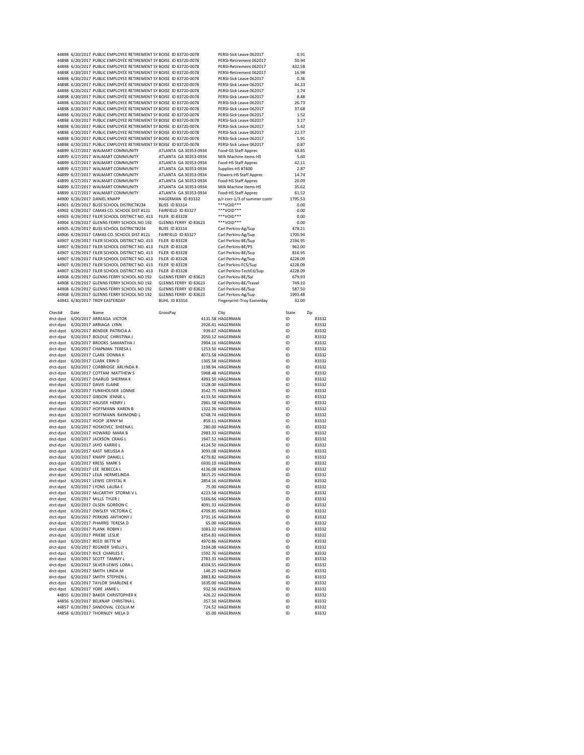| | | | | | |
|---|---|---|---|---|---|
| 44898 | 6/20/2017 | PUBLIC EMPLOYEE RETIREMENT SY | BOISE ID 83720-0078 | PERSI-Sick Leave 062017 | 0.91 |
| 44898 | 6/20/2017 | PUBLIC EMPLOYEE RETIREMENT SY | BOISE ID 83720-0078 | PERSI-Sick Leave 062017 | 50.94 |
| 44898 | 6/20/2017 | PUBLIC EMPLOYEE RETIREMENT SY | BOISE ID 83720-0078 | PERSI-Retirement 062017 | 432.58 |
| 44898 | 6/20/2017 | PUBLIC EMPLOYEE RETIREMENT SY | BOISE ID 83720-0078 | PERSI-Retirement 062017 | 16.98 |
| 44898 | 6/20/2017 | PUBLIC EMPLOYEE RETIREMENT SY | BOISE ID 83720-0078 | PERSI-Sick Leave 062017 | 0.36 |
| 44898 | 6/20/2017 | PUBLIC EMPLOYEE RETIREMENT SY | BOISE ID 83720-0078 | PERSI-Sick Leave 062017 | 44.33 |
| 44898 | 6/20/2017 | PUBLIC EMPLOYEE RETIREMENT SY | BOISE ID 83720-0078 | PERSI-Sick Leave 062017 | 1.74 |
| 44898 | 6/20/2017 | PUBLIC EMPLOYEE RETIREMENT SY | BOISE ID 83720-0078 | PERSI-Sick Leave 062017 | 8.48 |
| 44898 | 6/20/2017 | PUBLIC EMPLOYEE RETIREMENT SY | BOISE ID 83720-0078 | PERSI-Sick Leave 062017 | 26.73 |
| 44898 | 6/20/2017 | PUBLIC EMPLOYEE RETIREMENT SY | BOISE ID 83720-0078 | PERSI-Sick Leave 062017 | 37.68 |
| 44898 | 6/20/2017 | PUBLIC EMPLOYEE RETIREMENT SY | BOISE ID 83720-0078 | PERSI-Sick Leave 062017 | 1.52 |
| 44898 | 6/20/2017 | PUBLIC EMPLOYEE RETIREMENT SY | BOISE ID 83720-0078 | PERSI-Sick Leave 062017 | 3.17 |
| 44898 | 6/20/2017 | PUBLIC EMPLOYEE RETIREMENT SY | BOISE ID 83720-0078 | PERSI-Sick Leave 062017 | 5.42 |
| 44898 | 6/20/2017 | PUBLIC EMPLOYEE RETIREMENT SY | BOISE ID 83720-0078 | PERSI-Sick Leave 062017 | 22.37 |
| 44898 | 6/20/2017 | PUBLIC EMPLOYEE RETIREMENT SY | BOISE ID 83720-0078 | PERSI-Sick Leave 062017 | 5.91 |
| 44898 | 6/20/2017 | PUBLIC EMPLOYEE RETIREMENT SY | BOISE ID 83720-0078 | PERSI-Sick Leave 062017 | 0.87 |
| 44899 | 6/27/2017 | WALMART COMMUNITY | ATLANTA GA 30353-0934 | Food-GS Staff Apprec | 43.85 |
| 44899 | 6/27/2017 | WALMART COMMUNITY | ATLANTA GA 30353-0934 | Milk Machine items-HS | 5.60 |
| 44899 | 6/27/2017 | WALMART COMMUNITY | ATLANTA GA 30353-0934 | Food-HS Staff Apprec | 42.11 |
| 44899 | 6/27/2017 | WALMART COMMUNITY | ATLANTA GA 30353-0934 | Supplies-HS #7400 | 2.87 |
| 44899 | 6/27/2017 | WALMART COMMUNITY | ATLANTA GA 30353-0934 | Flowers-HS Staff Apprec | 14.74 |
| 44899 | 6/27/2017 | WALMART COMMUNITY | ATLANTA GA 30353-0934 | Food-HS Staff Apprec | 20.09 |
| 44899 | 6/27/2017 | WALMART COMMUNITY | ATLANTA GA 30353-0934 | Milk Machine Items-HS | 35.62 |
| 44899 | 6/27/2017 | WALMART COMMUNITY | ATLANTA GA 30353-0934 | Food-HS Staff Apprec | 61.52 |
| 44900 | 6/26/2017 | DANIEL KNAPP | HAGERMAN ID 83332 | p/r corr-1/3 of summer contr | 1795.53 |
| 44901 | 6/29/2017 | BLISS SCHOOL DISTRICT#234 | BLISS ID 83314 | ***VOID*** | 0.00 |
| 44902 | 6/29/2017 | CAMAS CO. SCHOOL DIST #121 | FAIRFIELD ID 83327 | ***VOID*** | 0.00 |
| 44903 | 6/29/2017 | FILER SCHOOL DISTRICT NO. 413 | FILER ID 83328 | ***VOID*** | 0.00 |
| 44904 | 6/29/2017 | GLENNS FERRY SCHOOL NO 192 | GLENNS FERRY ID 83623 | ***VOID*** | 0.00 |
| 44905 | 6/29/2017 | BLISS SCHOOL DISTRICT#234 | BLISS ID 83314 | Carl Perkins-Ag/Sup | 478.21 |
| 44906 | 6/29/2017 | CAMAS CO. SCHOOL DIST #121 | FAIRFIELD ID 83327 | Carl Perkins-Ag/Sup | 1700.94 |
| 44907 | 6/29/2017 | FILER SCHOOL DISTRICT NO. 413 | FILER ID 83328 | Carl Perkins-BE/Sup | 2194.95 |
| 44907 | 6/29/2017 | FILER SCHOOL DISTRICT NO. 413 | FILER ID 83328 | Carl Perkins-BE/PS | 962.00 |
| 44907 | 6/29/2017 | FILER SCHOOL DISTRICT NO. 413 | FILER ID 83328 | Carl Perkins-BE/Sup | 816.95 |
| 44907 | 6/29/2017 | FILER SCHOOL DISTRICT NO. 413 | FILER ID 83328 | Carl Perkins-Ag/Sup | 4228.09 |
| 44907 | 6/29/2017 | FILER SCHOOL DISTRICT NO. 413 | FILER ID 83328 | Carl Perkins-FCS/Sup | 4228.09 |
| 44907 | 6/29/2017 | FILER SCHOOL DISTRICT NO. 413 | FILER ID 83328 | Carl Perkins-TechEd/Sup | 4228.09 |
| 44908 | 6/29/2017 | GLENNS FERRY SCHOOL NO 192 | GLENNS FERRY ID 83623 | Carl Perkins-BE/Sal | 679.93 |
| 44908 | 6/29/2017 | GLENNS FERRY SCHOOL NO 192 | GLENNS FERRY ID 83623 | Carl Perkins-BE/Travel | 749.10 |
| 44908 | 6/29/2017 | GLENNS FERRY SCHOOL NO 192 | GLENNS FERRY ID 83623 | Carl Perkins-BE/Sup | 587.50 |
| 44908 | 6/29/2017 | GLENNS FERRY SCHOOL NO 192 | GLENNS FERRY ID 83623 | Carl Perkins-Ag/Sup | 1993.48 |
| 44943 | 6/30/2017 | TROY EASTERDAY | BUHL ID 83316 | Fingerprint-Troy Easterday | 32.00 |

| Check# | Date | Name | GrossPay | City | State | Zip |
|---|---|---|---|---|---|---|
| drct-dpst | 6/20/2017 | ARREAGA VICTOR | 4131.58 | HAGERMAN | ID | 83332 |
| drct-dpst | 6/20/2017 | ARRIAGA LYNN | 2926.41 | HAGERMAN | ID | 83332 |
| drct-dpst | 6/20/2017 | BENDER PATRICIA A | 939.67 | HAGERMAN | ID | 83332 |
| drct-dpst | 6/20/2017 | BOLDUC CHRISTINA J | 2050.12 | HAGERMAN | ID | 83332 |
| drct-dpst | 6/20/2017 | BROOKS SAMANTHA J | 2904.16 | HAGERMAN | ID | 83332 |
| drct-dpst | 6/20/2017 | CHAPMAN TERESA L | 1253.50 | HAGERMAN | ID | 83332 |
| drct-dpst | 6/20/2017 | CLARK DONNA K | 4073.58 | HAGERMAN | ID | 83332 |
| drct-dpst | 6/20/2017 | CLARK ERIN D | 1305.58 | HAGERMAN | ID | 83332 |
| drct-dpst | 6/20/2017 | CORBRIDGE ARLYNDA R | 1198.94 | HAGERMAN | ID | 83332 |
| drct-dpst | 6/20/2017 | COTTAM MATTHEW S | 5968.48 | HAGERMAN | ID | 83332 |
| drct-dpst | 6/20/2017 | DAARUD SHERMA K | 4393.50 | HAGERMAN | ID | 83332 |
| drct-dpst | 6/20/2017 | DAVIS ELAINE | 1528.00 | HAGERMAN | ID | 83332 |
| drct-dpst | 6/20/2017 | FUNKHOUSER LONNIE | 3542.75 | HAGERMAN | ID | 83332 |
| drct-dpst | 6/20/2017 | GIBSON JENNIE L | 4133.50 | HAGERMAN | ID | 83332 |
| drct-dpst | 6/20/2017 | HAUSER HENRY J | 2961.58 | HAGERMAN | ID | 83332 |
| drct-dpst | 6/20/2017 | HOFFMANN KAREN B | 1322.26 | HAGERMAN | ID | 83332 |
| drct-dpst | 6/20/2017 | HOFFMANN RAYMOND L | 6748.74 | HAGERMAN | ID | 83332 |
| drct-dpst | 6/20/2017 | HOOP JENNY M | 859.11 | HAGERMAN | ID | 83332 |
| drct-dpst | 6/20/2017 | HOSKOVEC SHEENA L | 280.00 | HAGERMAN | ID | 83332 |
| drct-dpst | 6/20/2017 | HOWARD MARA B | 2983.33 | HAGERMAN | ID | 83332 |
| drct-dpst | 6/20/2017 | JACKSON CRAIG L | 1947.52 | HAGERMAN | ID | 83332 |
| drct-dpst | 6/20/2017 | JAYO KARRIE L | 4124.50 | HAGERMAN | ID | 83332 |
| drct-dpst | 6/20/2017 | KAST MELISSA A | 3093.08 | HAGERMAN | ID | 83332 |
| drct-dpst | 6/20/2017 | KNAPP DANIEL L | 4279.82 | HAGERMAN | ID | 83332 |
| drct-dpst | 6/20/2017 | KRESS MARK S | 6930.10 | HAGERMAN | ID | 83332 |
| drct-dpst | 6/20/2017 | LEE REBECCA L | 4136.08 | HAGERMAN | ID | 83332 |
| drct-dpst | 6/20/2017 | LEIJA HERMELINDA | 3815.25 | HAGERMAN | ID | 83332 |
| drct-dpst | 6/20/2017 | LEWIS CRYSTAL R | 2854.16 | HAGERMAN | ID | 83332 |
| drct-dpst | 6/20/2017 | LYONS LAURA E | 75.00 | HAGERMAN | ID | 83332 |
| drct-dpst | 6/20/2017 | McCARTHY STORMI V L | 4223.58 | HAGERMAN | ID | 83332 |
| drct-dpst | 6/20/2017 | MILLS TYLER J | 5166.66 | HAGERMAN | ID | 83332 |
| drct-dpst | 6/20/2017 | OLSEN GORDON C | 4091.33 | HAGERMAN | ID | 83332 |
| drct-dpst | 6/20/2017 | OWSLEY VICTORIA C | 4709.85 | HAGERMAN | ID | 83332 |
| drct-dpst | 6/20/2017 | PERKINS ANTHONY J | 3731.16 | HAGERMAN | ID | 83332 |
| drct-dpst | 6/20/2017 | PHARRIS TERESA D | 65.00 | HAGERMAN | ID | 83332 |
| drct-dpst | 6/20/2017 | PLANK ROBIN J | 1083.32 | HAGERMAN | ID | 83332 |
| drct-dpst | 6/20/2017 | PRIEBE LESLIE | 4354.83 | HAGERMAN | ID | 83332 |
| drct-dpst | 6/20/2017 | REED BETTE M | 4970.86 | HAGERMAN | ID | 83332 |
| drct-dpst | 6/20/2017 | REGNIER SHELLY L | 3104.08 | HAGERMAN | ID | 83332 |
| drct-dpst | 6/20/2017 | RICE CHARLES E | 1592.76 | HAGERMAN | ID | 83332 |
| drct-dpst | 6/20/2017 | SCOTT TAMMY L | 2783.33 | HAGERMAN | ID | 83332 |
| drct-dpst | 6/20/2017 | SILVER-LEWIS LORA L | 4504.55 | HAGERMAN | ID | 83332 |
| drct-dpst | 6/20/2017 | SMITH LINDA M | 146.25 | HAGERMAN | ID | 83332 |
| drct-dpst | 6/20/2017 | SMITH STEPHEN L | 2883.82 | HAGERMAN | ID | 83332 |
| drct-dpst | 6/20/2017 | TAYLOR SHARLENE K | 1635.00 | HAGERMAN | ID | 83332 |
| drct-dpst | 6/20/2017 | YORE JAMIE L | 932.56 | HAGERMAN | ID | 83332 |
| 44855 | 6/20/2017 | BAKER CHRISTOPHER K | 426.22 | HAGERMAN | ID | 83332 |
| 44856 | 6/20/2017 | BELKNAP CHRISTINA L | 357.50 | HAGERMAN | ID | 83332 |
| 44857 | 6/20/2017 | SANDOVAL CECILIA M | 724.52 | HAGERMAN | ID | 83332 |
| 44858 | 6/20/2017 | THORNLEY MELA D | 65.00 | HAGERMAN | ID | 83332 |